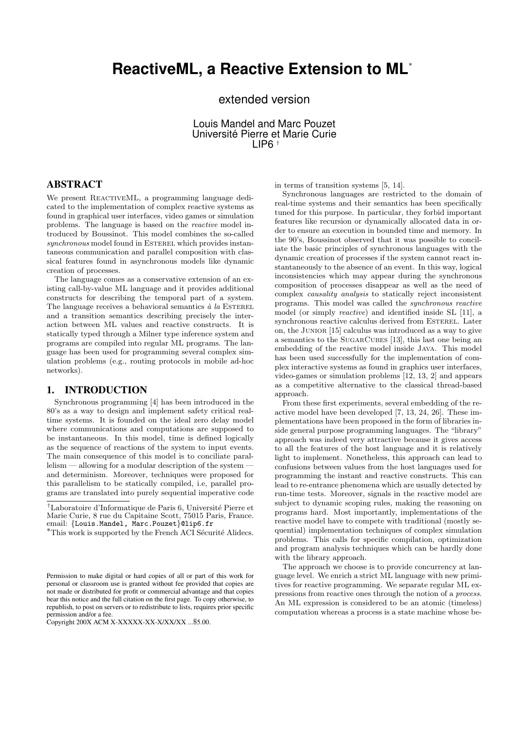# ReactiveML, a Reactive Extension to ML*

extended version

Louis Mandel and Marc Pouzet
Université Pierre et Marie Curie
LIP6 †

## ABSTRACT

We present ReactiveML, a programming language dedicated to the implementation of complex reactive systems as found in graphical user interfaces, video games or simulation problems. The language is based on the *reactive* model introduced by Boussinot. This model combines the so-called *synchronous* model found in Esterel which provides instantaneous communication and parallel composition with classical features found in asynchronous models like dynamic creation of processes.

The language comes as a conservative extension of an existing call-by-value ML language and it provides additional constructs for describing the temporal part of a system. The language receives a behavioral semantics *à la* Esterel and a transition semantics describing precisely the interaction between ML values and reactive constructs. It is statically typed through a Milner type inference system and programs are compiled into regular ML programs. The language has been used for programming several complex simulation problems (e.g., routing protocols in mobile ad-hoc networks).

## 1. INTRODUCTION

Synchronous programming [4] has been introduced in the 80's as a way to design and implement safety critical real-time systems. It is founded on the ideal zero delay model where communications and computations are supposed to be instantaneous. In this model, time is defined logically as the sequence of reactions of the system to input events. The main consequence of this model is to conciliate parallelism — allowing for a modular description of the system — and determinism. Moreover, techniques were proposed for this parallelism to be statically compiled, i.e, parallel programs are translated into purely sequential imperative code in terms of transition systems [5, 14].

Synchronous languages are restricted to the domain of real-time systems and their semantics has been specifically tuned for this purpose. In particular, they forbid important features like recursion or dynamically allocated data in order to ensure an execution in bounded time and memory. In the 90's, Boussinot observed that it was possible to conciliate the basic principles of synchronous languages with the dynamic creation of processes if the system cannot react instantaneously to the absence of an event. In this way, logical inconsistencies which may appear during the synchronous composition of processes disappear as well as the need of complex *causality analysis* to statically reject inconsistent programs. This model was called the *synchronous reactive* model (or simply *reactive*) and identified inside SL [11], a synchronous reactive calculus derived from Esterel. Later on, the Junior [15] calculus was introduced as a way to give a semantics to the SugarCubes [13], this last one being an embedding of the reactive model inside Java. This model has been used successfully for the implementation of complex interactive systems as found in graphics user interfaces, video-games or simulation problems [12, 13, 2] and appears as a competitive alternative to the classical thread-based approach.

From these first experiments, several embedding of the reactive model have been developed [7, 13, 24, 26]. These implementations have been proposed in the form of libraries inside general purpose programming languages. The "library" approach was indeed very attractive because it gives access to all the features of the host language and it is relatively light to implement. Nonetheless, this approach can lead to confusions between values from the host languages used for programming the instant and reactive constructs. This can lead to re-entrance phenomena which are usually detected by run-time tests. Moreover, signals in the reactive model are subject to dynamic scoping rules, making the reasoning on programs hard. Most importantly, implementations of the reactive model have to compete with traditional (mostly sequential) implementation techniques of complex simulation problems. This calls for specific compilation, optimization and program analysis techniques which can be hardly done with the library approach.

The approach we choose is to provide concurrency at language level. We enrich a strict ML language with new primitives for reactive programming. We separate regular ML expressions from reactive ones through the notion of a *process*. An ML expression is considered to be an atomic (timeless) computation whereas a process is a state machine whose be-

---

†Laboratoire d'Informatique de Paris 6, Université Pierre et Marie Curie, 8 rue du Capitaine Scott, 75015 Paris, France. email: {Louis.Mandel, Marc.Pouzet}@lip6.fr

*This work is supported by the French ACI Sécurité Alidecs.

Permission to make digital or hard copies of all or part of this work for personal or classroom use is granted without fee provided that copies are not made or distributed for profit or commercial advantage and that copies bear this notice and the full citation on the first page. To copy otherwise, to republish, to post on servers or to redistribute to lists, requires prior specific permission and/or a fee.
Copyright 200X ACM X-XXXXX-XX-X/XX/XX ...$5.00.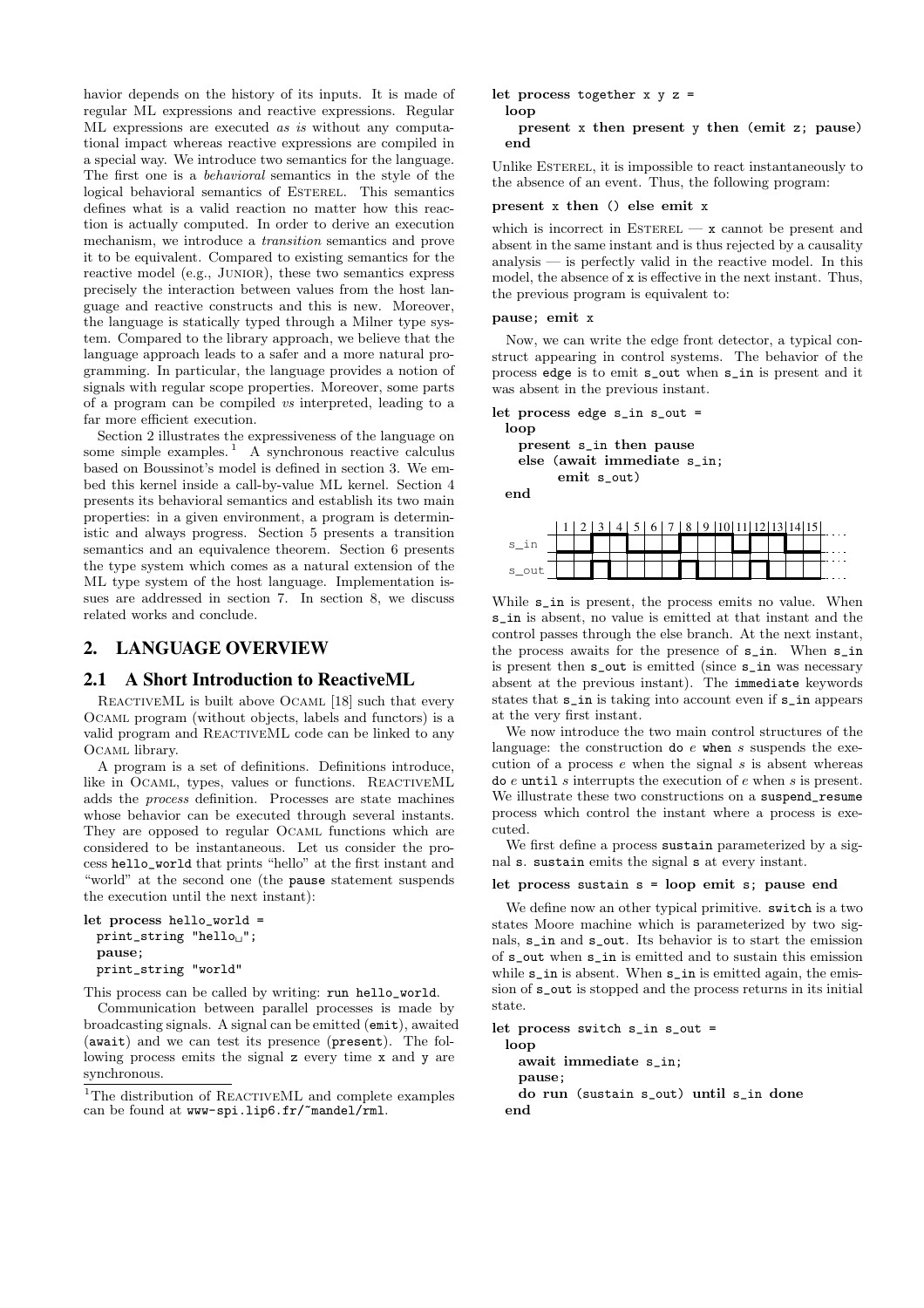havior depends on the history of its inputs. It is made of regular ML expressions and reactive expressions. Regular ML expressions are executed *as is* without any computational impact whereas reactive expressions are compiled in a special way. We introduce two semantics for the language. The first one is a *behavioral* semantics in the style of the logical behavioral semantics of Esterel. This semantics defines what is a valid reaction no matter how this reaction is actually computed. In order to derive an execution mechanism, we introduce a *transition* semantics and prove it to be equivalent. Compared to existing semantics for the reactive model (e.g., Junior), these two semantics express precisely the interaction between values from the host language and reactive constructs and this is new. Moreover, the language is statically typed through a Milner type system. Compared to the library approach, we believe that the language approach leads to a safer and a more natural programming. In particular, the language provides a notion of signals with regular scope properties. Moreover, some parts of a program can be compiled *vs* interpreted, leading to a far more efficient execution.

Section 2 illustrates the expressiveness of the language on some simple examples.[1] A synchronous reactive calculus based on Boussinot's model is defined in section 3. We embed this kernel inside a call-by-value ML kernel. Section 4 presents its behavioral semantics and establish its two main properties: in a given environment, a program is deterministic and always progress. Section 5 presents a transition semantics and an equivalence theorem. Section 6 presents the type system which comes as a natural extension of the ML type system of the host language. Implementation issues are addressed in section 7. In section 8, we discuss related works and conclude.

## 2. LANGUAGE OVERVIEW

### 2.1 A Short Introduction to ReactiveML

ReactiveML is built above Ocaml [18] such that every Ocaml program (without objects, labels and functors) is a valid program and ReactiveML code can be linked to any Ocaml library.

A program is a set of definitions. Definitions introduce, like in Ocaml, types, values or functions. ReactiveML adds the *process* definition. Processes are state machines whose behavior can be executed through several instants. They are opposed to regular Ocaml functions which are considered to be instantaneous. Let us consider the process `hello_world` that prints "hello" at the first instant and "world" at the second one (the `pause` statement suspends the execution until the next instant):

```
let process hello_world =
  print_string "hello␣";
  pause;
  print_string "world"
```

This process can be called by writing: `run hello_world`.

Communication between parallel processes is made by broadcasting signals. A signal can be emitted (`emit`), awaited (`await`) and we can test its presence (`present`). The following process emits the signal `z` every time `x` and `y` are synchronous.

[1] The distribution of ReactiveML and complete examples can be found at `www-spi.lip6.fr/~mandel/rml`.

```
let process together x y z =
  loop
    present x then present y then (emit z; pause)
  end
```

Unlike Esterel, it is impossible to react instantaneously to the absence of an event. Thus, the following program:

```
present x then () else emit x
```

which is incorrect in Esterel — `x` cannot be present and absent in the same instant and is thus rejected by a causality analysis — is perfectly valid in the reactive model. In this model, the absence of `x` is effective in the next instant. Thus, the previous program is equivalent to:

```
pause; emit x
```

Now, we can write the edge front detector, a typical construct appearing in control systems. The behavior of the process `edge` is to emit `s_out` when `s_in` is present and it was absent in the previous instant.

```
let process edge s_in s_out =
  loop
    present s_in then pause
    else (await immediate s_in;
          emit s_out)
  end
```

| | 1 | 2 | 3 | 4 | 5 | 6 | 7 | 8 | 9 | 10 | 11 | 12 | 13 | 14 | 15 |
|---|---|---|---|---|---|---|---|---|---|---|---|---|---|---|---|
| s_in | | | | | | | | | | | | | | | |
| s_out | | | | | | | | | | | | | | | |

While `s_in` is present, the process emits no value. When `s_in` is absent, no value is emitted at that instant and the control passes through the else branch. At the next instant, the process awaits for the presence of `s_in`. When `s_in` is present then `s_out` is emitted (since `s_in` was necessary absent at the previous instant). The `immediate` keywords states that `s_in` is taking into account even if `s_in` appears at the very first instant.

We now introduce the two main control structures of the language: the construction `do` $e$ `when` $s$ suspends the execution of a process $e$ when the signal $s$ is absent whereas `do` $e$ `until` $s$ interrupts the execution of $e$ when $s$ is present. We illustrate these two constructions on a `suspend_resume` process which control the instant where a process is executed.

We first define a process `sustain` parameterized by a signal `s`. `sustain` emits the signal `s` at every instant.

```
let process sustain s = loop emit s; pause end
```

We define now an other typical primitive. `switch` is a two states Moore machine which is parameterized by two signals, `s_in` and `s_out`. Its behavior is to start the emission of `s_out` when `s_in` is emitted and to sustain this emission while `s_in` is absent. When `s_in` is emitted again, the emission of `s_out` is stopped and the process returns in its initial state.

```
let process switch s_in s_out =
  loop
    await immediate s_in;
    pause;
    do run (sustain s_out) until s_in done
  end
```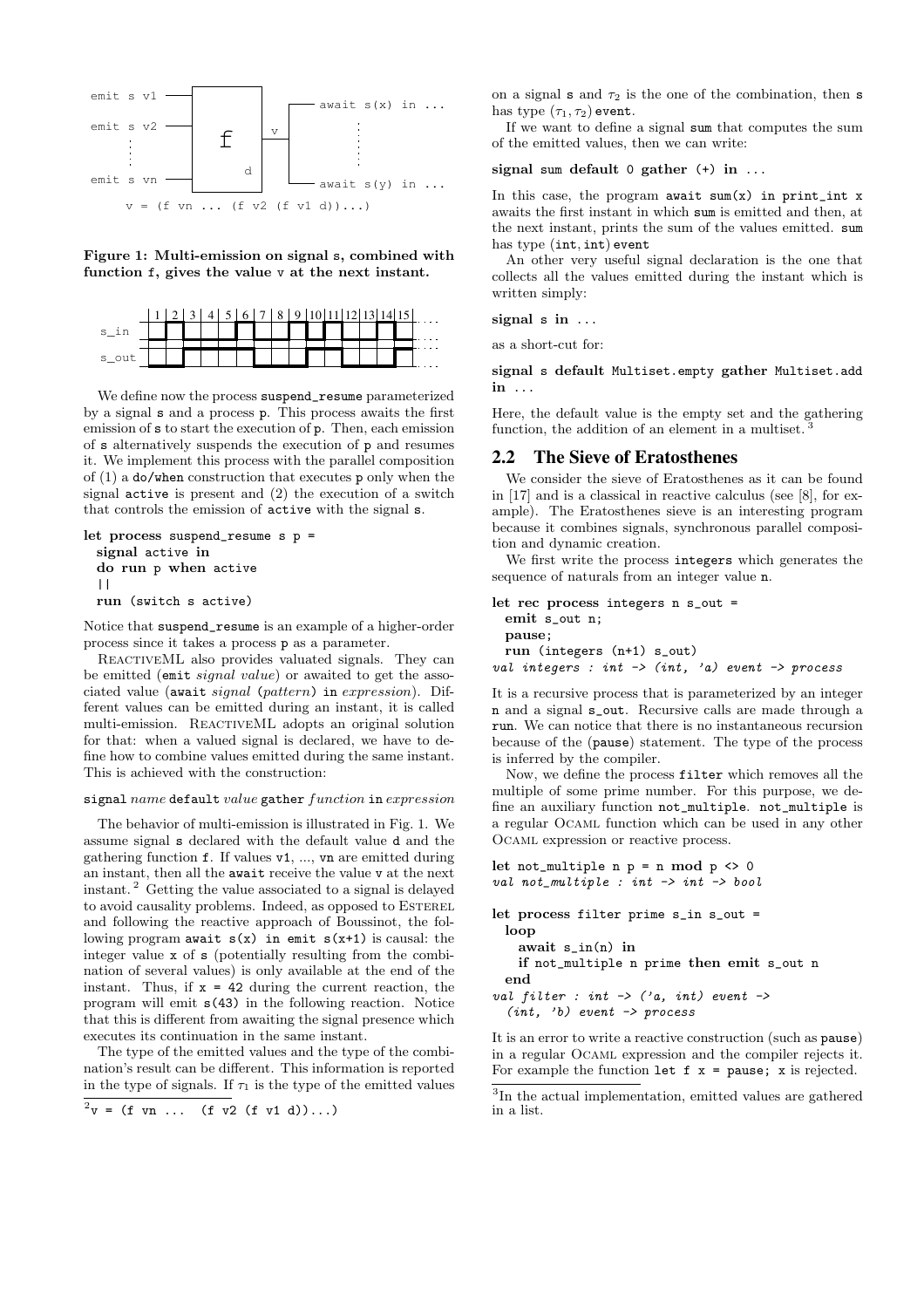emit s v1

emit s v2

emit s vn

f

d

v

await s(x) in ...

await s(y) in ...

v = (f vn ... (f v2 (f v1 d))...)

**Figure 1: Multi-emission on signal s, combined with function f, gives the value v at the next instant.**

1 2 3 4 5 6 7 8 9 10 11 12 13 14 15 ...

s_in

s_out

We define now the process suspend_resume parameterized by a signal s and a process p. This process awaits the first emission of s to start the execution of p. Then, each emission of s alternatively suspends the execution of p and resumes it. We implement this process with the parallel composition of (1) a do/when construction that executes p only when the signal active is present and (2) the execution of a switch that controls the emission of active with the signal s.

```
let process suspend_resume s p =
  signal active in
  do run p when active
  ||
  run (switch s active)
```

Notice that suspend_resume is an example of a higher-order process since it takes a process p as a parameter.

ReactiveML also provides valuated signals. They can be emitted (emit *signal value*) or awaited to get the associated value (await *signal* (*pattern*) in *expression*). Different values can be emitted during an instant, it is called multi-emission. ReactiveML adopts an original solution for that: when a valued signal is declared, we have to define how to combine values emitted during the same instant. This is achieved with the construction:

signal *name* default *value* gather *function* in *expression*

The behavior of multi-emission is illustrated in Fig. 1. We assume signal s declared with the default value d and the gathering function f. If values v1, ..., vn are emitted during an instant, then all the await receive the value v at the next instant.[2] Getting the value associated to a signal is delayed to avoid causality problems. Indeed, as opposed to Esterel and following the reactive approach of Boussinot, the following program await s(x) in emit s(x+1) is causal: the integer value x of s (potentially resulting from the combination of several values) is only available at the end of the instant. Thus, if x = 42 during the current reaction, the program will emit s(43) in the following reaction. Notice that this is different from awaiting the signal presence which executes its continuation in the same instant.

The type of the emitted values and the type of the combination's result can be different. This information is reported in the type of signals. If $\tau_1$ is the type of the emitted values on a signal s and $\tau_2$ is the one of the combination, then s has type $(\tau_1, \tau_2)$ event.

If we want to define a signal sum that computes the sum of the emitted values, then we can write:

```
signal sum default 0 gather (+) in ...
```

In this case, the program await sum(x) in print_int x awaits the first instant in which sum is emitted and then, at the next instant, prints the sum of the values emitted. sum has type (int, int) event

An other very useful signal declaration is the one that collects all the values emitted during the instant which is written simply:

```
signal s in ...
```

as a short-cut for:

```
signal s default Multiset.empty gather Multiset.add
in ...
```

Here, the default value is the empty set and the gathering function, the addition of an element in a multiset.[3]

## 2.2 The Sieve of Eratosthenes

We consider the sieve of Eratosthenes as it can be found in [17] and is a classical in reactive calculus (see [8], for example). The Eratosthenes sieve is an interesting program because it combines signals, synchronous parallel composition and dynamic creation.

We first write the process integers which generates the sequence of naturals from an integer value n.

```
let rec process integers n s_out =
  emit s_out n;
  pause;
  run (integers (n+1) s_out)
val integers : int -> (int, 'a) event -> process
```

It is a recursive process that is parameterized by an integer n and a signal s_out. Recursive calls are made through a run. We can notice that there is no instantaneous recursion because of the (pause) statement. The type of the process is inferred by the compiler.

Now, we define the process filter which removes all the multiple of some prime number. For this purpose, we define an auxiliary function not_multiple. not_multiple is a regular OCaml function which can be used in any other OCaml expression or reactive process.

```
let not_multiple n p = n mod p <> 0
val not_multiple : int -> int -> bool

let process filter prime s_in s_out =
  loop
    await s_in(n) in
    if not_multiple n prime then emit s_out n
  end
val filter : int -> ('a, int) event ->
  (int, 'b) event -> process
```

It is an error to write a reactive construction (such as pause) in a regular OCaml expression and the compiler rejects it. For example the function let f x = pause; x is rejected.

[2] v = (f vn ... (f v2 (f v1 d))...)

[3] In the actual implementation, emitted values are gathered in a list.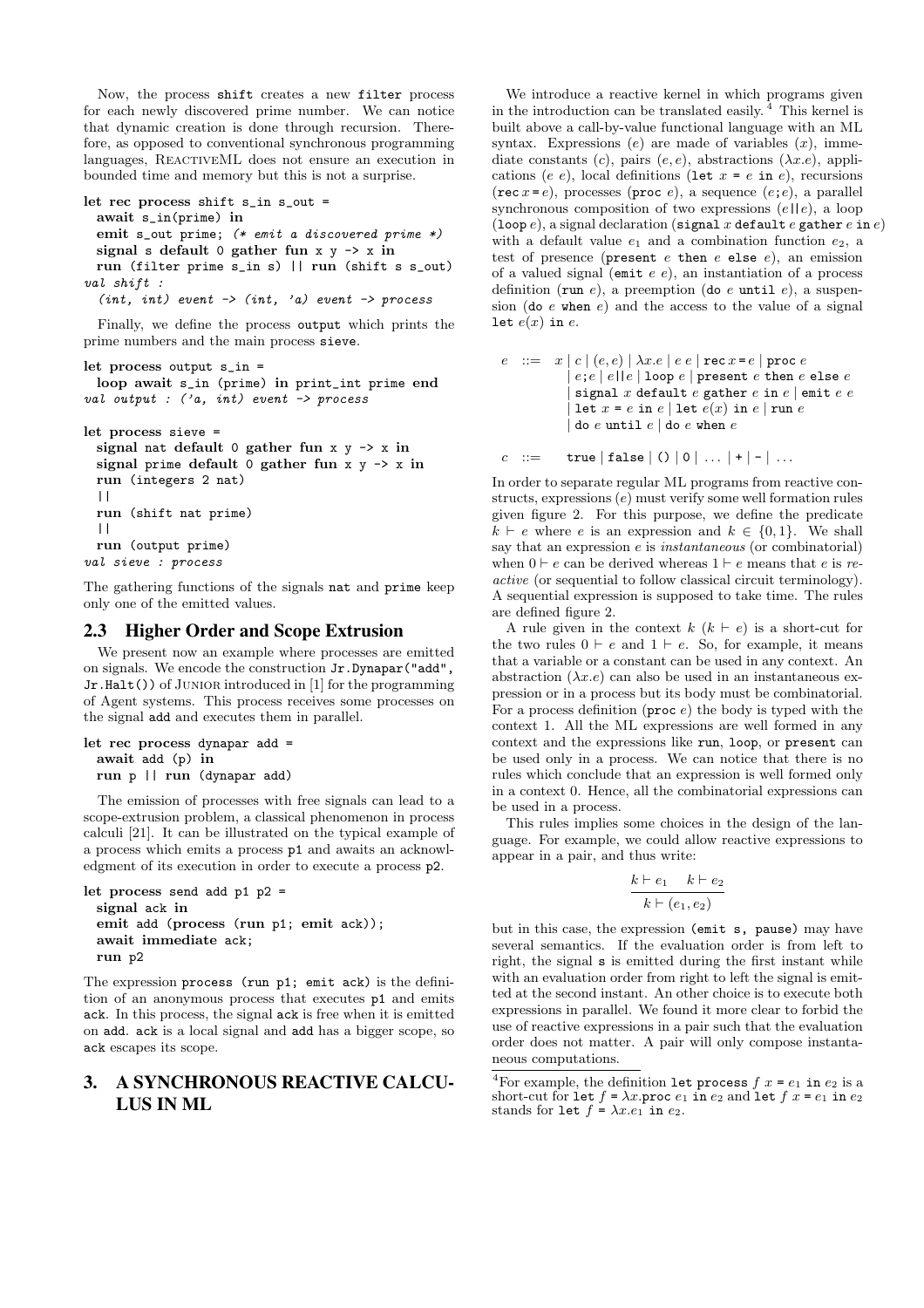Now, the process `shift` creates a new `filter` process for each newly discovered prime number. We can notice that dynamic creation is done through recursion. Therefore, as opposed to conventional synchronous programming languages, ReactiveML does not ensure an execution in bounded time and memory but this is not a surprise.

```
let rec process shift s_in s_out =
  await s_in(prime) in
  emit s_out prime; (* emit a discovered prime *)
  signal s default 0 gather fun x y -> x in
  run (filter prime s_in s) || run (shift s s_out)
val shift :
  (int, int) event -> (int, 'a) event -> process
```

Finally, we define the process `output` which prints the prime numbers and the main process `sieve`.

```
let process output s_in =
  loop await s_in (prime) in print_int prime end
val output : ('a, int) event -> process
```

```
let process sieve =
  signal nat default 0 gather fun x y -> x in
  signal prime default 0 gather fun x y -> x in
  run (integers 2 nat)
  ||
  run (shift nat prime)
  ||
  run (output prime)
val sieve : process
```

The gathering functions of the signals `nat` and `prime` keep only one of the emitted values.

## 2.3 Higher Order and Scope Extrusion

We present now an example where processes are emitted on signals. We encode the construction `Jr.Dynapar("add", Jr.Halt())` of Junior introduced in [1] for the programming of Agent systems. This process receives some processes on the signal `add` and executes them in parallel.

```
let rec process dynapar add =
  await add (p) in
  run p || run (dynapar add)
```

The emission of processes with free signals can lead to a scope-extrusion problem, a classical phenomenon in process calculi [21]. It can be illustrated on the typical example of a process which emits a process `p1` and awaits an acknowledgment of its execution in order to execute a process `p2`.

```
let process send add p1 p2 =
  signal ack in
  emit add (process (run p1; emit ack));
  await immediate ack;
  run p2
```

The expression `process (run p1; emit ack)` is the definition of an anonymous process that executes `p1` and emits `ack`. In this process, the signal `ack` is free when it is emitted on `add`. `ack` is a local signal and `add` has a bigger scope, so `ack` escapes its scope.

# 3. A SYNCHRONOUS REACTIVE CALCULUS IN ML

We introduce a reactive kernel in which programs given in the introduction can be translated easily.[4] This kernel is built above a call-by-value functional language with an ML syntax. Expressions ($e$) are made of variables ($x$), immediate constants ($c$), pairs ($(e, e)$), abstractions ($\lambda x.e$), applications ($e\ e$), local definitions (`let` $x$ `=` $e$ `in` $e$), recursions (`rec` $x$ `=` $e$), processes (`proc` $e$), a sequence ($e$`;`$e$), a parallel synchronous composition of two expressions ($e$`||`$e$), a loop (`loop` $e$), a signal declaration (`signal` $x$ `default` $e$ `gather` $e$ `in` $e$) with a default value $e_1$ and a combination function $e_2$, a test of presence (`present` $e$ `then` $e$ `else` $e$), an emission of a valued signal (`emit` $e$ $e$), an instantiation of a process definition (`run` $e$), a preemption (`do` $e$ `until` $e$), a suspension (`do` $e$ `when` $e$) and the access to the value of a signal `let` $e(x)$ `in` $e$.

$$
\begin{array}{rcl}
e & ::= & x \mid c \mid (e, e) \mid \lambda x.e \mid e\ e \mid \texttt{rec}\ x = e \mid \texttt{proc}\ e \\
 & & \mid e; e \mid e || e \mid \texttt{loop}\ e \mid \texttt{present}\ e\ \texttt{then}\ e\ \texttt{else}\ e \\
 & & \mid \texttt{signal}\ x\ \texttt{default}\ e\ \texttt{gather}\ e\ \texttt{in}\ e \mid \texttt{emit}\ e\ e \\
 & & \mid \texttt{let}\ x = e\ \texttt{in}\ e \mid \texttt{let}\ e(x)\ \texttt{in}\ e \mid \texttt{run}\ e \\
 & & \mid \texttt{do}\ e\ \texttt{until}\ e \mid \texttt{do}\ e\ \texttt{when}\ e \\
 & & \\
c & ::= & \texttt{true} \mid \texttt{false} \mid () \mid 0 \mid \ldots \mid + \mid - \mid \ldots
\end{array}
$$

In order to separate regular ML programs from reactive constructs, expressions ($e$) must verify some well formation rules given figure 2. For this purpose, we define the predicate $k \vdash e$ where $e$ is an expression and $k \in \{0, 1\}$. We shall say that an expression $e$ is *instantaneous* (or combinatorial) when $0 \vdash e$ can be derived whereas $1 \vdash e$ means that $e$ is *reactive* (or sequential to follow classical circuit terminology). A sequential expression is supposed to take time. The rules are defined figure 2.

A rule given in the context $k$ ($k \vdash e$) is a short-cut for the two rules $0 \vdash e$ and $1 \vdash e$. So, for example, it means that a variable or a constant can be used in any context. An abstraction ($\lambda x.e$) can also be used in an instantaneous expression or in a process but its body must be combinatorial. For a process definition (`proc` $e$) the body is typed with the context 1. All the ML expressions are well formed in any context and the expressions like `run`, `loop`, or `present` can be used only in a process. We can notice that there is no rules which conclude that an expression is well formed only in a context 0. Hence, all the combinatorial expressions can be used in a process.

This rules implies some choices in the design of the language. For example, we could allow reactive expressions to appear in a pair, and thus write:

$$
\frac{k \vdash e_1 \quad k \vdash e_2}{k \vdash (e_1, e_2)}
$$

but in this case, the expression `(emit s, pause)` may have several semantics. If the evaluation order is from left to right, the signal `s` is emitted during the first instant while with an evaluation order from right to left the signal is emitted at the second instant. An other choice is to execute both expressions in parallel. We found it more clear to forbid the use of reactive expressions in a pair such that the evaluation order does not matter. A pair will only compose instantaneous computations.

[4] For example, the definition `let process` $f\ x$ `=` $e_1$ `in` $e_2$ is a short-cut for `let` $f$ `=` $\lambda x.$`proc` $e_1$ `in` $e_2$ and `let` $f\ x$ `=` $e_1$ `in` $e_2$ stands for `let` $f$ `=` $\lambda x.e_1$ `in` $e_2$.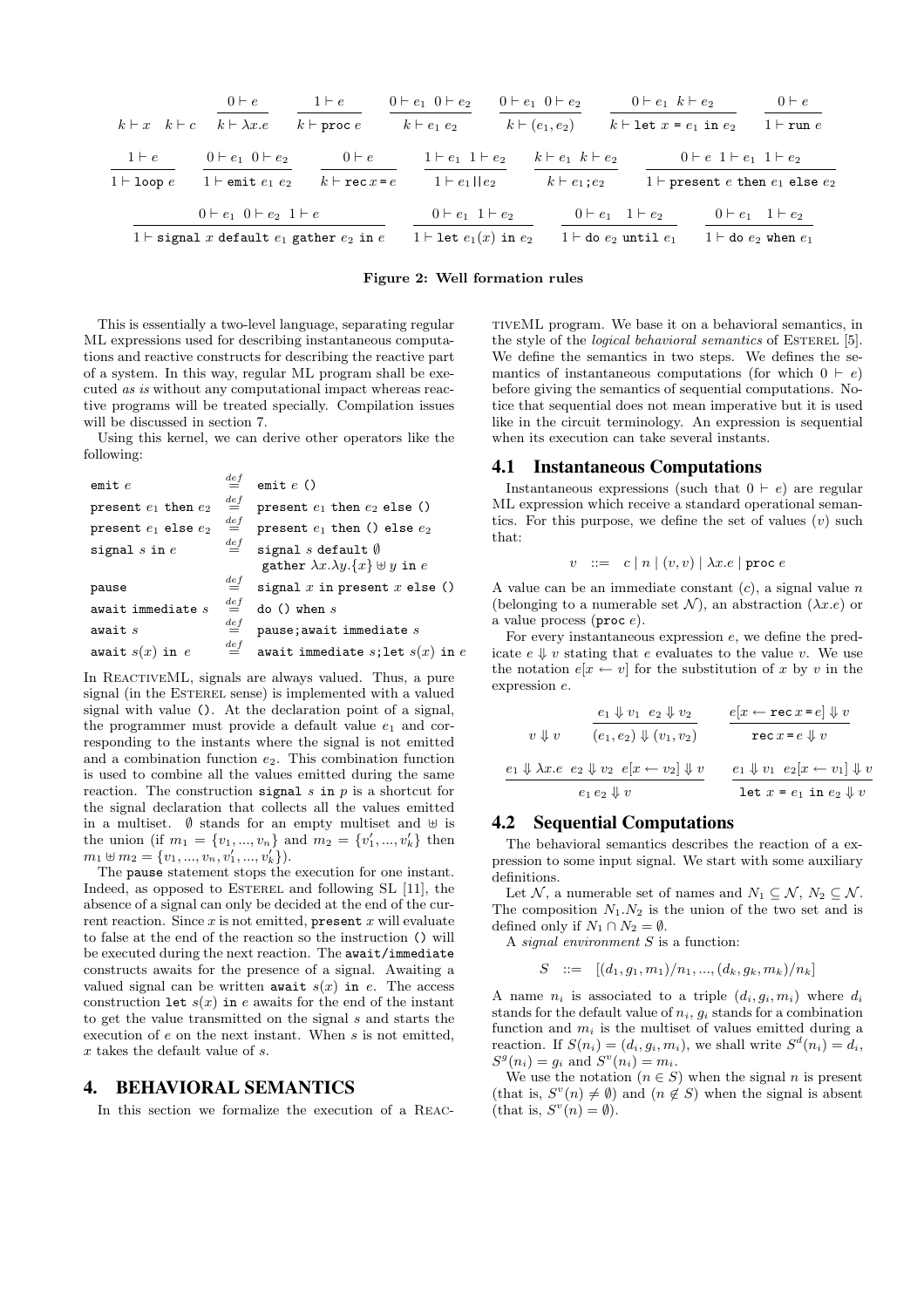$$\frac{}{k \vdash x} \quad \frac{}{k \vdash c} \quad \frac{0 \vdash e}{k \vdash \lambda x.e} \quad \frac{1 \vdash e}{k \vdash \texttt{proc}\ e} \quad \frac{0 \vdash e_1 \quad 0 \vdash e_2}{k \vdash e_1\ e_2} \quad \frac{0 \vdash e_1 \quad 0 \vdash e_2}{k \vdash (e_1, e_2)} \quad \frac{0 \vdash e_1 \quad k \vdash e_2}{k \vdash \texttt{let}\ x\ \texttt{=}\ e_1\ \texttt{in}\ e_2} \quad \frac{0 \vdash e}{1 \vdash \texttt{run}\ e}$$

$$\frac{1 \vdash e}{1 \vdash \texttt{loop}\ e} \quad \frac{0 \vdash e_1 \quad 0 \vdash e_2}{1 \vdash \texttt{emit}\ e_1\ e_2} \quad \frac{0 \vdash e}{k \vdash \texttt{rec}\ x\ \texttt{=}\ e} \quad \frac{1 \vdash e_1 \quad 1 \vdash e_2}{1 \vdash e_1 || e_2} \quad \frac{k \vdash e_1 \quad k \vdash e_2}{k \vdash e_1 ; e_2} \quad \frac{0 \vdash e \quad 1 \vdash e_1 \quad 1 \vdash e_2}{1 \vdash \texttt{present}\ e\ \texttt{then}\ e_1\ \texttt{else}\ e_2}$$

$$\frac{0 \vdash e_1 \quad 0 \vdash e_2 \quad 1 \vdash e}{1 \vdash \texttt{signal}\ x\ \texttt{default}\ e_1\ \texttt{gather}\ e_2\ \texttt{in}\ e} \quad \frac{0 \vdash e_1 \quad 1 \vdash e_2}{1 \vdash \texttt{let}\ e_1(x)\ \texttt{in}\ e_2} \quad \frac{0 \vdash e_1 \quad 1 \vdash e_2}{1 \vdash \texttt{do}\ e_2\ \texttt{until}\ e_1} \quad \frac{0 \vdash e_1 \quad 1 \vdash e_2}{1 \vdash \texttt{do}\ e_2\ \texttt{when}\ e_1}$$

**Figure 2: Well formation rules**

This is essentially a two-level language, separating regular ML expressions used for describing instantaneous computations and reactive constructs for describing the reactive part of a system. In this way, regular ML program shall be executed *as is* without any computational impact whereas reactive programs will be treated specially. Compilation issues will be discussed in section 7.

Using this kernel, we can derive other operators like the following:

| | | |
|---|---|---|
| `emit` $e$ | $\stackrel{def}{=}$ | `emit` $e$ `()` |
| `present` $e_1$ `then` $e_2$ | $\stackrel{def}{=}$ | `present` $e_1$ `then` $e_2$ `else ()` |
| `present` $e_1$ `else` $e_2$ | $\stackrel{def}{=}$ | `present` $e_1$ `then () else` $e_2$ |
| `signal` $s$ `in` $e$ | $\stackrel{def}{=}$ | `signal` $s$ `default` $\emptyset$ `gather` $\lambda x.\lambda y.\{x\} \uplus y$ `in` $e$ |
| `pause` | $\stackrel{def}{=}$ | `signal` $x$ `in present` $x$ `else ()` |
| `await immediate` $s$ | $\stackrel{def}{=}$ | `do () when` $s$ |
| `await` $s$ | $\stackrel{def}{=}$ | `pause;await immediate` $s$ |
| `await` $s(x)$ `in` $e$ | $\stackrel{def}{=}$ | `await immediate` $s$`;let` $s(x)$ `in` $e$ |

In ReactiveML, signals are always valued. Thus, a pure signal (in the Esterel sense) is implemented with a valued signal with value `()`. At the declaration point of a signal, the programmer must provide a default value $e_1$ and corresponding to the instants where the signal is not emitted and a combination function $e_2$. This combination function is used to combine all the values emitted during the same reaction. The construction `signal` $s$ `in` $p$ is a shortcut for the signal declaration that collects all the values emitted in a multiset. $\emptyset$ stands for an empty multiset and $\uplus$ is the union (if $m_1 = \{v_1, ..., v_n\}$ and $m_2 = \{v'_1, ..., v'_k\}$ then $m_1 \uplus m_2 = \{v_1, ..., v_n, v'_1, ..., v'_k\}$).

The `pause` statement stops the execution for one instant. Indeed, as opposed to Esterel and following SL [11], the absence of a signal can only be decided at the end of the current reaction. Since $x$ is not emitted, `present` $x$ will evaluate to false at the end of the reaction so the instruction `()` will be executed during the next reaction. The `await/immediate` constructs awaits for the presence of a signal. Awaiting a valued signal can be written `await` $s(x)$ `in` $e$. The access construction `let` $s(x)$ `in` $e$ awaits for the end of the instant to get the value transmitted on the signal $s$ and starts the execution of $e$ on the next instant. When $s$ is not emitted, $x$ takes the default value of $s$.

## 4. BEHAVIORAL SEMANTICS

In this section we formalize the execution of a ReactiveML program. We base it on a behavioral semantics, in the style of the *logical behavioral semantics* of Esterel [5]. We define the semantics in two steps. We defines the semantics of instantaneous computations (for which $0 \vdash e$) before giving the semantics of sequential computations. Notice that sequential does not mean imperative but it is used like in the circuit terminology. An expression is sequential when its execution can take several instants.

### 4.1 Instantaneous Computations

Instantaneous expressions (such that $0 \vdash e$) are regular ML expression which receive a standard operational semantics. For this purpose, we define the set of values ($v$) such that:

$$v \quad ::= \quad c \mid n \mid (v, v) \mid \lambda x.e \mid \texttt{proc}\ e$$

A value can be an immediate constant ($c$), a signal value $n$ (belonging to a numerable set $\mathcal{N}$), an abstraction ($\lambda x.e$) or a value process (`proc` $e$).

For every instantaneous expression $e$, we define the predicate $e \Downarrow v$ stating that $e$ evaluates to the value $v$. We use the notation $e[x \leftarrow v]$ for the substitution of $x$ by $v$ in the expression $e$.

$$\frac{}{v \Downarrow v} \qquad \frac{e_1 \Downarrow v_1 \quad e_2 \Downarrow v_2}{(e_1, e_2) \Downarrow (v_1, v_2)} \qquad \frac{e[x \leftarrow \texttt{rec}\ x\ \texttt{=}\ e] \Downarrow v}{\texttt{rec}\ x\ \texttt{=}\ e \Downarrow v}$$

$$\frac{e_1 \Downarrow \lambda x.e \quad e_2 \Downarrow v_2 \quad e[x \leftarrow v_2] \Downarrow v}{e_1\ e_2 \Downarrow v} \qquad \frac{e_1 \Downarrow v_1 \quad e_2[x \leftarrow v_1] \Downarrow v}{\texttt{let}\ x\ \texttt{=}\ e_1\ \texttt{in}\ e_2 \Downarrow v}$$

### 4.2 Sequential Computations

The behavioral semantics describes the reaction of an expression to some input signal. We start with some auxiliary definitions.

Let $\mathcal{N}$, a numerable set of names and $N_1 \subseteq \mathcal{N}$, $N_2 \subseteq \mathcal{N}$. The composition $N_1.N_2$ is the union of the two set and is defined only if $N_1 \cap N_2 = \emptyset$.

A *signal environment* $S$ is a function:

$$S \quad ::= \quad [(d_1, g_1, m_1)/n_1, ..., (d_k, g_k, m_k)/n_k]$$

A name $n_i$ is associated to a triple $(d_i, g_i, m_i)$ where $d_i$ stands for the default value of $n_i$, $g_i$ stands for a combination function and $m_i$ is the multiset of values emitted during a reaction. If $S(n_i) = (d_i, g_i, m_i)$, we shall write $S^d(n_i) = d_i$, $S^g(n_i) = g_i$ and $S^v(n_i) = m_i$.

We use the notation ($n \in S$) when the signal $n$ is present (that is, $S^v(n) \neq \emptyset$) and ($n \notin S$) when the signal is absent (that is, $S^v(n) = \emptyset$).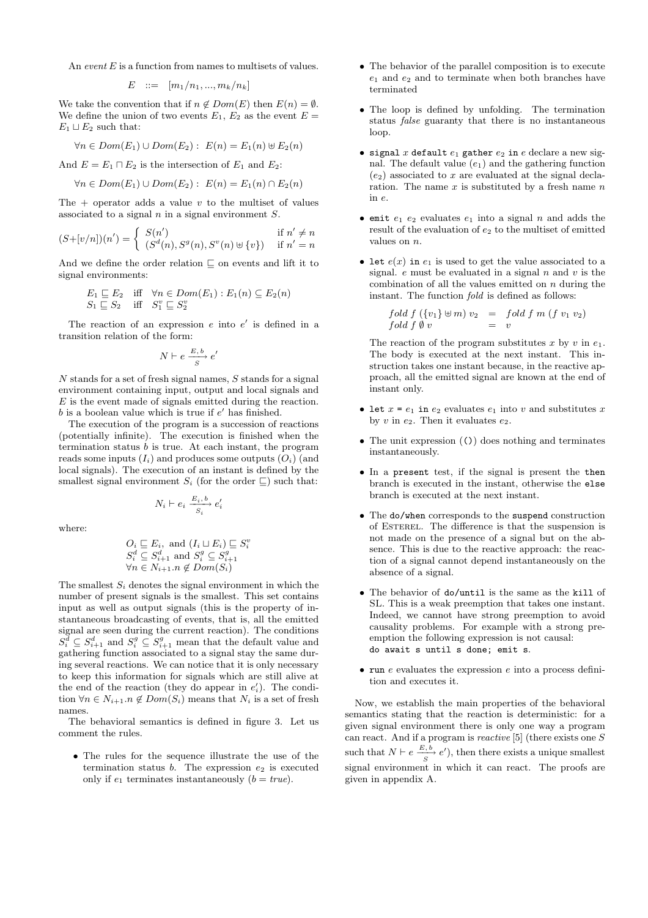An *event* $E$ is a function from names to multisets of values.

$$E \quad ::= \quad [m_1/n_1, ..., m_k/n_k]$$

We take the convention that if $n \notin Dom(E)$ then $E(n) = \emptyset$. We define the union of two events $E_1$, $E_2$ as the event $E = E_1 \sqcup E_2$ such that:

$$\forall n \in Dom(E_1) \cup Dom(E_2) : \ E(n) = E_1(n) \uplus E_2(n)$$

And $E = E_1 \sqcap E_2$ is the intersection of $E_1$ and $E_2$:

$$\forall n \in Dom(E_1) \cup Dom(E_2) : \ E(n) = E_1(n) \cap E_2(n)$$

The $+$ operator adds a value $v$ to the multiset of values associated to a signal $n$ in a signal environment $S$.

$$(S+[v/n])(n') = \begin{cases} S(n') & \text{if } n' \neq n \\ (S^d(n), S^g(n), S^v(n) \uplus \{v\}) & \text{if } n' = n \end{cases}$$

And we define the order relation $\sqsubseteq$ on events and lift it to signal environments:

$$\begin{array}{lll} E_1 \sqsubseteq E_2 & \text{iff} & \forall n \in Dom(E_1) : E_1(n) \subseteq E_2(n) \\ S_1 \sqsubseteq S_2 & \text{iff} & S_1^v \sqsubseteq S_2^v \end{array}$$

The reaction of an expression $e$ into $e'$ is defined in a transition relation of the form:

$$N \vdash e \xrightarrow[S]{E,\, b} e'$$

$N$ stands for a set of fresh signal names, $S$ stands for a signal environment containing input, output and local signals and $E$ is the event made of signals emitted during the reaction. $b$ is a boolean value which is true if $e'$ has finished.

The execution of the program is a succession of reactions (potentially infinite). The execution is finished when the termination status $b$ is true. At each instant, the program reads some inputs ($I_i$) and produces some outputs ($O_i$) (and local signals). The execution of an instant is defined by the smallest signal environment $S_i$ (for the order $\sqsubseteq$) such that:

$$N_i \vdash e_i \xrightarrow[S_i]{E_i,\, b} e_i'$$

where:

$$\begin{array}{l} O_i \sqsubseteq E_i, \text{ and } (I_i \sqcup E_i) \sqsubseteq S_i^v \\ S_i^d \subseteq S_{i+1}^d \text{ and } S_i^g \subseteq S_{i+1}^g \\ \forall n \in N_{i+1}.n \notin Dom(S_i) \end{array}$$

The smallest $S_i$ denotes the signal environment in which the number of present signals is the smallest. This set contains input as well as output signals (this is the property of instantaneous broadcasting of events, that is, all the emitted signal are seen during the current reaction). The conditions $S_i^d \subseteq S_{i+1}^d$ and $S_i^g \subseteq S_{i+1}^g$ mean that the default value and gathering function associated to a signal stay the same during several reactions. We can notice that it is only necessary to keep this information for signals which are still alive at the end of the reaction (they do appear in $e_i'$). The condition $\forall n \in N_{i+1}.n \notin Dom(S_i)$ means that $N_i$ is a set of fresh names.

The behavioral semantics is defined in figure 3. Let us comment the rules.

- The rules for the sequence illustrate the use of the termination status $b$. The expression $e_2$ is executed only if $e_1$ terminates instantaneously ($b = true$).
- The behavior of the parallel composition is to execute $e_1$ and $e_2$ and to terminate when both branches have terminated
- The loop is defined by unfolding. The termination status *false* guaranty that there is no instantaneous loop.
- `signal` $x$ `default` $e_1$ `gather` $e_2$ `in` $e$ declare a new signal. The default value ($e_1$) and the gathering function ($e_2$) associated to $x$ are evaluated at the signal declaration. The name $x$ is substituted by a fresh name $n$ in $e$.
- `emit` $e_1$ $e_2$ evaluates $e_1$ into a signal $n$ and adds the result of the evaluation of $e_2$ to the multiset of emitted values on $n$.
- `let` $e(x)$ `in` $e_1$ is used to get the value associated to a signal. $e$ must be evaluated in a signal $n$ and $v$ is the combination of all the values emitted on $n$ during the instant. The function *fold* is defined as follows:

  $$\begin{array}{lll} \textit{fold } f \ (\{v_1\} \uplus m) \ v_2 & = & \textit{fold } f \ m \ (f \ v_1 \ v_2) \\ \textit{fold } f \ \emptyset \ v & = & v \end{array}$$

  The reaction of the program substitutes $x$ by $v$ in $e_1$. The body is executed at the next instant. This instruction takes one instant because, in the reactive approach, all the emitted signal are known at the end of instant only.
- `let` $x$ `=` $e_1$ `in` $e_2$ evaluates $e_1$ into $v$ and substitutes $x$ by $v$ in $e_2$. Then it evaluates $e_2$.
- The unit expression (`()`) does nothing and terminates instantaneously.
- In a `present` test, if the signal is present the `then` branch is executed in the instant, otherwise the `else` branch is executed at the next instant.
- The `do/when` corresponds to the `suspend` construction of ESTEREL. The difference is that the suspension is not made on the presence of a signal but on the absence. This is due to the reactive approach: the reaction of a signal cannot depend instantaneously on the absence of a signal.
- The behavior of `do/until` is the same as the `kill` of SL. This is a weak preemption that takes one instant. Indeed, we cannot have strong preemption to avoid causality problems. For example with a strong preemption the following expression is not causal:
  `do await s until s done; emit s`.
- `run` $e$ evaluates the expression $e$ into a process definition and executes it.

Now, we establish the main properties of the behavioral semantics stating that the reaction is deterministic: for a given signal environment there is only one way a program can react. And if a program is *reactive* [5] (there exists one $S$ such that $N \vdash e \xrightarrow[S]{E,\, b} e'$), then there exists a unique smallest signal environment in which it can react. The proofs are given in appendix A.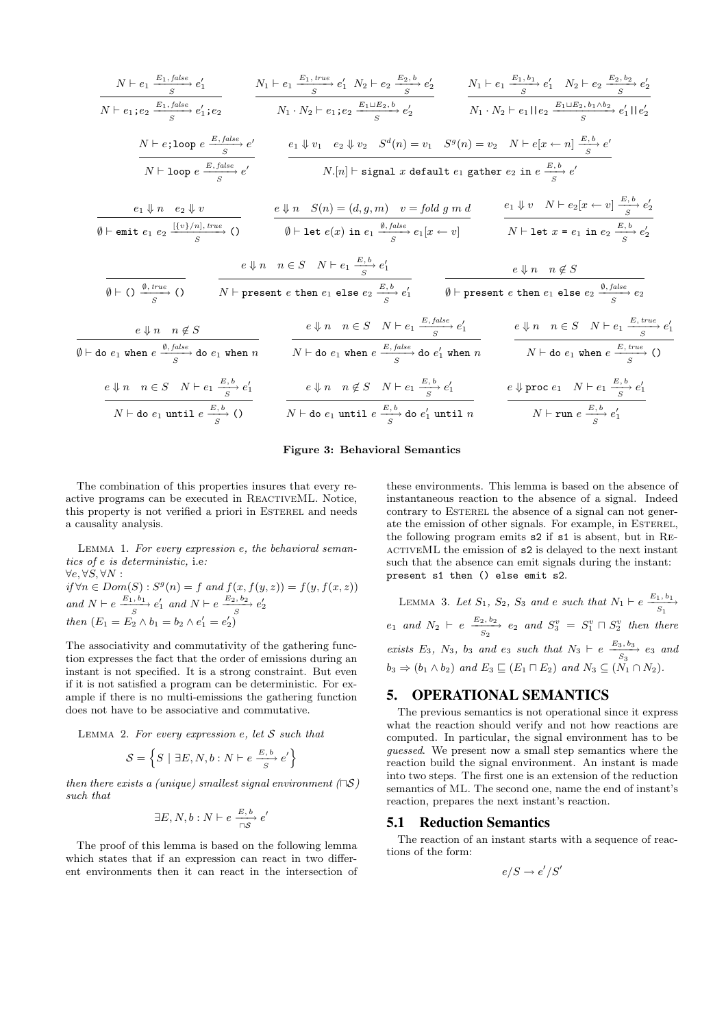$$\frac{N \vdash e_1 \xrightarrow[S]{E_1,\,false} e_1'}{N \vdash e_1\texttt{;}e_2 \xrightarrow[S]{E_1,\,false} e_1'\texttt{;}e_2} \qquad \frac{N_1 \vdash e_1 \xrightarrow[S]{E_1,\,true} e_1' \quad N_2 \vdash e_2 \xrightarrow[S]{E_2,\,b} e_2'}{N_1 \cdot N_2 \vdash e_1\texttt{;}e_2 \xrightarrow[S]{E_1 \sqcup E_2,\,b} e_2'} \qquad \frac{N_1 \vdash e_1 \xrightarrow[S]{E_1,\,b_1} e_1' \quad N_2 \vdash e_2 \xrightarrow[S]{E_2,\,b_2} e_2'}{N_1 \cdot N_2 \vdash e_1 \,||\, e_2 \xrightarrow[S]{E_1 \sqcup E_2,\,b_1 \wedge b_2} e_1' \,||\, e_2'}$$

$$\frac{N \vdash e\texttt{;loop } e \xrightarrow[S]{E,\,false} e'}{N \vdash \texttt{loop } e \xrightarrow[S]{E,\,false} e'} \qquad \frac{e_1 \Downarrow v_1 \quad e_2 \Downarrow v_2 \quad S^d(n) = v_1 \quad S^g(n) = v_2 \quad N \vdash e[x \leftarrow n] \xrightarrow[S]{E,\,b} e'}{N.[n] \vdash \texttt{signal } x \texttt{ default } e_1 \texttt{ gather } e_2 \texttt{ in } e \xrightarrow[S]{E,\,b} e'}$$

$$\frac{e_1 \Downarrow n \quad e_2 \Downarrow v}{\emptyset \vdash \texttt{emit } e_1\ e_2 \xrightarrow[S]{[\{v\}/n],\,true} \texttt{()}} \qquad \frac{e \Downarrow n \quad S(n) = (d, g, m) \quad v = fold\ g\ m\ d}{\emptyset \vdash \texttt{let } e(x) \texttt{ in } e_1 \xrightarrow[S]{\emptyset,\,false} e_1[x \leftarrow v]} \qquad \frac{e_1 \Downarrow v \quad N \vdash e_2[x \leftarrow v] \xrightarrow[S]{E,\,b} e_2'}{N \vdash \texttt{let } x \texttt{ = } e_1 \texttt{ in } e_2 \xrightarrow[S]{E,\,b} e_2'}$$

$$\frac{}{\emptyset \vdash \texttt{()} \xrightarrow[S]{\emptyset,\,true} \texttt{()}} \qquad \frac{e \Downarrow n \quad n \in S \quad N \vdash e_1 \xrightarrow[S]{E,\,b} e_1'}{N \vdash \texttt{present } e \texttt{ then } e_1 \texttt{ else } e_2 \xrightarrow[S]{E,\,b} e_1'} \qquad \frac{e \Downarrow n \quad n \notin S}{\emptyset \vdash \texttt{present } e \texttt{ then } e_1 \texttt{ else } e_2 \xrightarrow[S]{\emptyset,\,false} e_2}$$

$$\frac{e \Downarrow n \quad n \notin S}{\emptyset \vdash \texttt{do } e_1 \texttt{ when } e \xrightarrow[S]{\emptyset,\,false} \texttt{do } e_1 \texttt{ when } n} \qquad \frac{e \Downarrow n \quad n \in S \quad N \vdash e_1 \xrightarrow[S]{E,\,false} e_1'}{N \vdash \texttt{do } e_1 \texttt{ when } e \xrightarrow[S]{E,\,false} \texttt{do } e_1' \texttt{ when } n} \qquad \frac{e \Downarrow n \quad n \in S \quad N \vdash e_1 \xrightarrow[S]{E,\,true} e_1'}{N \vdash \texttt{do } e_1 \texttt{ when } e \xrightarrow[S]{E,\,true} \texttt{()}}$$

$$\frac{e \Downarrow n \quad n \in S \quad N \vdash e_1 \xrightarrow[S]{E,\,b} e_1'}{N \vdash \texttt{do } e_1 \texttt{ until } e \xrightarrow[S]{E,\,b} \texttt{()}} \qquad \frac{e \Downarrow n \quad n \notin S \quad N \vdash e_1 \xrightarrow[S]{E,\,b} e_1'}{N \vdash \texttt{do } e_1 \texttt{ until } e \xrightarrow[S]{E,\,b} \texttt{do } e_1' \texttt{ until } n} \qquad \frac{e \Downarrow \texttt{proc } e_1 \quad N \vdash e_1 \xrightarrow[S]{E,\,b} e_1'}{N \vdash \texttt{run } e \xrightarrow[S]{E,\,b} e_1'}$$

**Figure 3: Behavioral Semantics**

The combination of this properties insures that every reactive programs can be executed in ReactiveML. Notice, this property is not verified a priori in Esterel and needs a causality analysis.

Lemma 1. *For every expression $e$, the behavioral semantics of $e$ is deterministic,* i.e*:*
$\forall e, \forall S, \forall N:$
*if* $\forall n \in Dom(S) : S^g(n) = f$ *and* $f(x, f(y, z)) = f(y, f(x, z))$ *and* $N \vdash e \xrightarrow[S]{E_1,\,b_1} e_1'$ *and* $N \vdash e \xrightarrow[S]{E_2,\,b_2} e_2'$
*then* $(E_1 = E_2 \wedge b_1 = b_2 \wedge e_1' = e_2')$

The associativity and commutativity of the gathering function expresses the fact that the order of emissions during an instant is not specified. It is a strong constraint. But even if it is not satisfied a program can be deterministic. For example if there is no multi-emissions the gathering function does not have to be associative and commutative.

Lemma 2. *For every expression $e$, let $\mathcal{S}$ such that*

$$\mathcal{S} = \left\{ S \mid \exists E, N, b : N \vdash e \xrightarrow[S]{E,\,b} e' \right\}$$

*then there exists a (unique) smallest signal environment ($\sqcap \mathcal{S}$) such that*

$$\exists E, N, b : N \vdash e \xrightarrow[\sqcap \mathcal{S}]{E,\,b} e'$$

The proof of this lemma is based on the following lemma which states that if an expression can react in two different environments then it can react in the intersection of these environments. This lemma is based on the absence of instantaneous reaction to the absence of a signal. Indeed contrary to Esterel the absence of a signal can not generate the emission of other signals. For example, in Esterel, the following program emits s2 if s1 is absent, but in ReactiveML the emission of s2 is delayed to the next instant such that the absence can emit signals during the instant: `present s1 then () else emit s2`.

Lemma 3. *Let $S_1$, $S_2$, $S_3$ and $e$ such that $N_1 \vdash e \xrightarrow[S_1]{E_1,\,b_1} e_1$ and $N_2 \vdash e \xrightarrow[S_2]{E_2,\,b_2} e_2$ and $S_3^v = S_1^v \sqcap S_2^v$ then there exists $E_3$, $N_3$, $b_3$ and $e_3$ such that $N_3 \vdash e \xrightarrow[S_3]{E_3,\,b_3} e_3$ and $b_3 \Rightarrow (b_1 \wedge b_2)$ and $E_3 \sqsubseteq (E_1 \sqcap E_2)$ and $N_3 \subseteq (N_1 \cap N_2)$.*

## 5. OPERATIONAL SEMANTICS

The previous semantics is not operational since it express what the reaction should verify and not how reactions are computed. In particular, the signal environment has to be *guessed*. We present now a small step semantics where the reaction build the signal environment. An instant is made into two steps. The first one is an extension of the reduction semantics of ML. The second one, name the end of instant's reaction, prepares the next instant's reaction.

### 5.1 Reduction Semantics

The reaction of an instant starts with a sequence of reactions of the form:

$$e/S \rightarrow e'/S'$$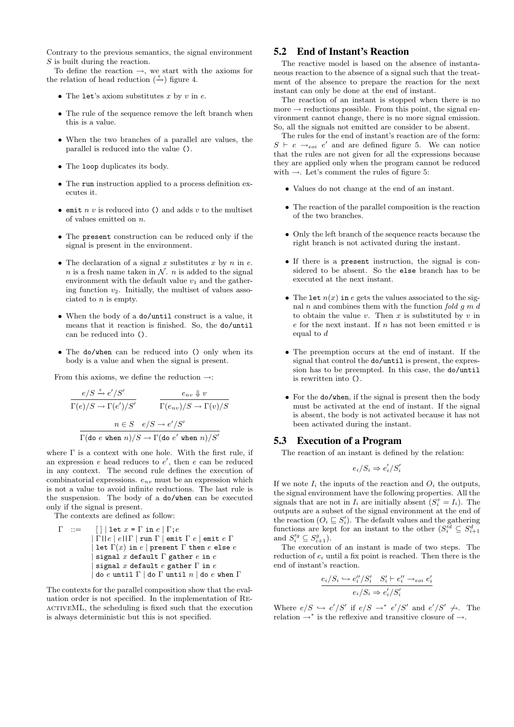Contrary to the previous semantics, the signal environment $S$ is built during the reaction.

To define the reaction $\rightarrow$, we start with the axioms for the relation of head reduction ($\xrightarrow{\epsilon}$) figure 4.

- The `let`'s axiom substitutes $x$ by $v$ in $e$.
- The rule of the sequence remove the left branch when this is a value.
- When the two branches of a parallel are values, the parallel is reduced into the value `()`.
- The `loop` duplicates its body.
- The `run` instruction applied to a process definition executes it.
- `emit` $n$ $v$ is reduced into `()` and adds $v$ to the multiset of values emitted on $n$.
- The `present` construction can be reduced only if the signal is present in the environment.
- The declaration of a signal $x$ substitutes $x$ by $n$ in $e$. $n$ is a fresh name taken in $\mathcal{N}$. $n$ is added to the signal environment with the default value $v_1$ and the gathering function $v_2$. Initially, the multiset of values associated to $n$ is empty.
- When the body of a `do/until` construct is a value, it means that it reaction is finished. So, the `do/until` can be reduced into `()`.
- The `do/when` can be reduced into `()` only when its body is a value and when the signal is present.

From this axioms, we define the reduction $\rightarrow$:

$$\frac{e/S \xrightarrow{\epsilon} e'/S'}{\Gamma(e)/S \rightarrow \Gamma(e')/S'} \qquad \frac{e_{nv} \Downarrow v}{\Gamma(e_{nv})/S \rightarrow \Gamma(v)/S}$$

$$\frac{n \in S \quad e/S \rightarrow e'/S'}{\Gamma(\texttt{do } e \texttt{ when } n)/S \rightarrow \Gamma(\texttt{do } e' \texttt{ when } n)/S'}$$

where $\Gamma$ is a context with one hole. With the first rule, if an expression $e$ head reduces to $e'$, then $e$ can be reduced in any context. The second rule defines the execution of combinatorial expressions. $e_{nv}$ must be an expression which is not a value to avoid infinite reductions. The last rule is the suspension. The body of a `do/when` can be executed only if the signal is present.

The contexts are defined as follow:

$$\begin{array}{rcl} \Gamma & ::= & [\,] \mid \texttt{let } x \texttt{ = } \Gamma \texttt{ in } e \mid \Gamma\texttt{;}e \\ & & \mid \Gamma \texttt{||} e \mid e \texttt{||} \Gamma \mid \texttt{run } \Gamma \mid \texttt{emit } \Gamma\ e \mid \texttt{emit } e\ \Gamma \\ & & \mid \texttt{let } \Gamma(x) \texttt{ in } e \mid \texttt{present } \Gamma \texttt{ then } e \texttt{ else } e \\ & & \mid \texttt{signal } x \texttt{ default } \Gamma \texttt{ gather } e \texttt{ in } e \\ & & \mid \texttt{signal } x \texttt{ default } e \texttt{ gather } \Gamma \texttt{ in } e \\ & & \mid \texttt{do } e \texttt{ until } \Gamma \mid \texttt{do } \Gamma \texttt{ until } n \mid \texttt{do } e \texttt{ when } \Gamma \end{array}$$

The contexts for the parallel composition show that the evaluation order is not specified. In the implementation of ReactiveML, the scheduling is fixed such that the execution is always deterministic but this is not specified.

## 5.2 End of Instant's Reaction

The reactive model is based on the absence of instantaneous reaction to the absence of a signal such that the treatment of the absence to prepare the reaction for the next instant can only be done at the end of instant.

The reaction of an instant is stopped when there is no more $\rightarrow$ reductions possible. From this point, the signal environment cannot change, there is no more signal emission. So, all the signals not emitted are consider to be absent.

The rules for the end of instant's reaction are of the form: $S \vdash e \rightarrow_{eoi} e'$ and are defined figure 5. We can notice that the rules are not given for all the expressions because they are applied only when the program cannot be reduced with $\rightarrow$. Let's comment the rules of figure 5:

- Values do not change at the end of an instant.
- The reaction of the parallel composition is the reaction of the two branches.
- Only the left branch of the sequence reacts because the right branch is not activated during the instant.
- If there is a `present` instruction, the signal is considered to be absent. So the `else` branch has to be executed at the next instant.
- The `let` $n(x)$ `in` $e$ gets the values associated to the signal $n$ and combines them with the function *fold* $g$ $m$ $d$ to obtain the value $v$. Then $x$ is substituted by $v$ in $e$ for the next instant. If $n$ has not been emitted $v$ is equal to $d$
- The preemption occurs at the end of instant. If the signal that control the `do/until` is present, the expression has to be preempted. In this case, the `do/until` is rewritten into `()`.
- For the `do/when`, if the signal is present then the body must be activated at the end of instant. If the signal is absent, the body is not activated because it has not been activated during the instant.

## 5.3 Execution of a Program

The reaction of an instant is defined by the relation:

$$e_i/S_i \Rightarrow e'_i/S'_i$$

If we note $I_i$ the inputs of the reaction and $O_i$ the outputs, the signal environment have the following properties. All the signals that are not in $I_i$ are initially absent ($S_i^v = I_i$). The outputs are a subset of the signal environment at the end of the reaction ($O_i \sqsubseteq S'_i$). The default values and the gathering functions are kept for an instant to the other ($S_i'^d \subseteq S_{i+1}^d$ and $S_i'^g \subseteq S_{i+1}^g$).

The execution of an instant is made of two steps. The reduction of $e_i$ until a fix point is reached. Then there is the end of instant's reaction.

$$\frac{e_i/S_i \hookrightarrow e''_i/S'_i \quad S'_i \vdash e''_i \rightarrow_{eoi} e'_i}{e_i/S_i \Rightarrow e'_i/S'_i}$$

Where $e/S \hookrightarrow e'/S'$ if $e/S \rightarrow^* e'/S'$ and $e'/S' \not\rightarrow$. The relation $\rightarrow^*$ is the reflexive and transitive closure of $\rightarrow$.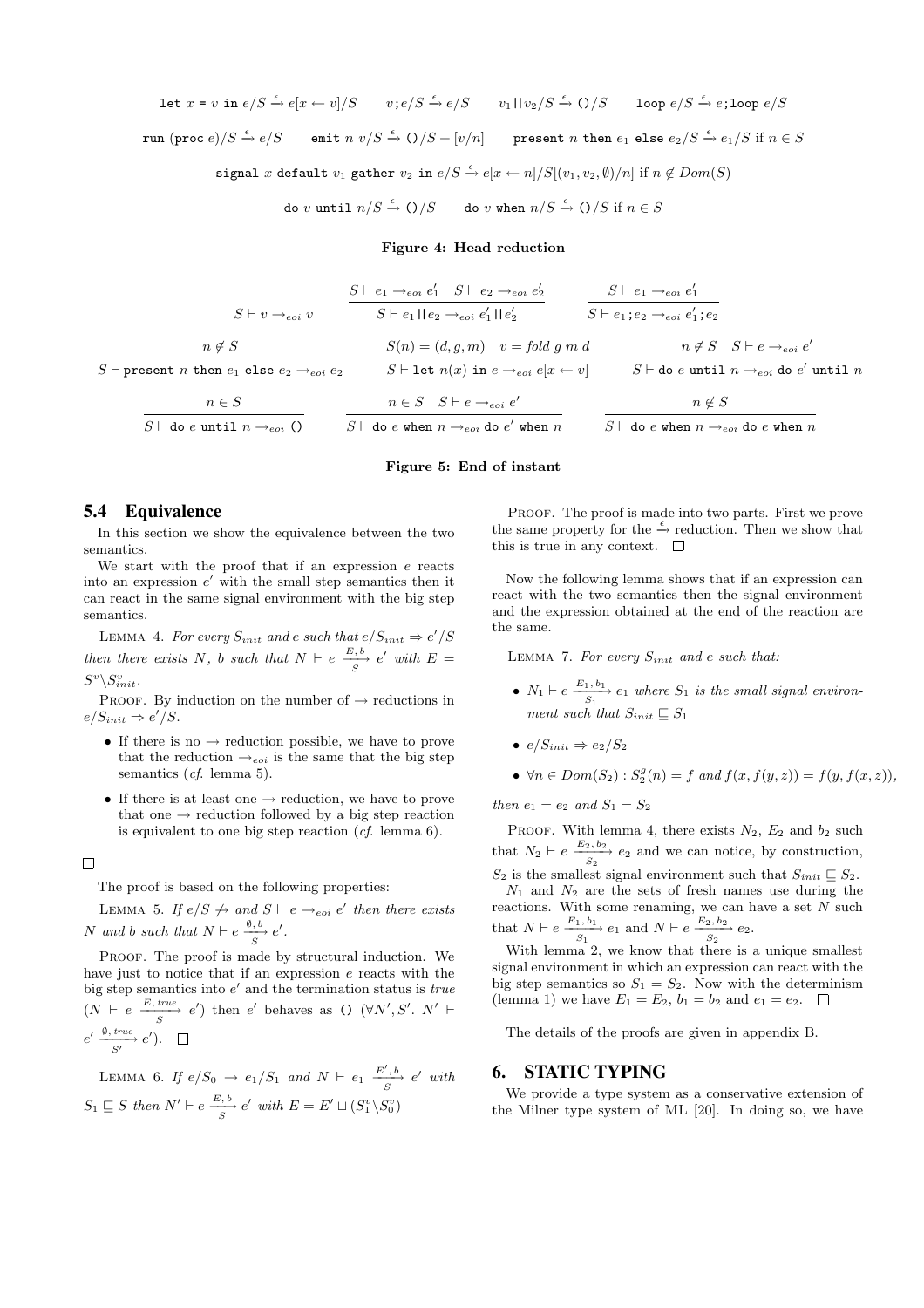$$\texttt{let } x = v \texttt{ in } e/S \xrightarrow{\epsilon} e[x \leftarrow v]/S \qquad v\texttt{;}e/S \xrightarrow{\epsilon} e/S \qquad v_1 \,||\, v_2/S \xrightarrow{\epsilon} \texttt{()}/S \qquad \texttt{loop } e/S \xrightarrow{\epsilon} e\texttt{;loop } e/S$$

$$\texttt{run (proc } e)/S \xrightarrow{\epsilon} e/S \qquad \texttt{emit } n\ v/S \xrightarrow{\epsilon} \texttt{()}/S + [v/n] \qquad \texttt{present } n \texttt{ then } e_1 \texttt{ else } e_2/S \xrightarrow{\epsilon} e_1/S \text{ if } n \in S$$

$$\texttt{signal } x \texttt{ default } v_1 \texttt{ gather } v_2 \texttt{ in } e/S \xrightarrow{\epsilon} e[x \leftarrow n]/S[(v_1, v_2, \emptyset)/n] \text{ if } n \notin Dom(S)$$

$$\texttt{do } v \texttt{ until } n/S \xrightarrow{\epsilon} \texttt{()}/S \qquad \texttt{do } v \texttt{ when } n/S \xrightarrow{\epsilon} \texttt{()}/S \text{ if } n \in S$$

**Figure 4: Head reduction**

$$S \vdash v \rightarrow_{eoi} v \qquad \frac{S \vdash e_1 \rightarrow_{eoi} e_1' \quad S \vdash e_2 \rightarrow_{eoi} e_2'}{S \vdash e_1 \,||\, e_2 \rightarrow_{eoi} e_1' \,||\, e_2'} \qquad \frac{S \vdash e_1 \rightarrow_{eoi} e_1'}{S \vdash e_1\texttt{;}e_2 \rightarrow_{eoi} e_1'\texttt{;}e_2}$$

$$\frac{n \notin S}{S \vdash \texttt{present } n \texttt{ then } e_1 \texttt{ else } e_2 \rightarrow_{eoi} e_2} \qquad \frac{S(n) = (d, g, m) \quad v = \mathit{fold}\ g\ m\ d}{S \vdash \texttt{let } n(x) \texttt{ in } e \rightarrow_{eoi} e[x \leftarrow v]} \qquad \frac{n \notin S \quad S \vdash e \rightarrow_{eoi} e'}{S \vdash \texttt{do } e \texttt{ until } n \rightarrow_{eoi} \texttt{do } e' \texttt{ until } n}$$

$$\frac{n \in S}{S \vdash \texttt{do } e \texttt{ until } n \rightarrow_{eoi} \texttt{()}} \qquad \frac{n \in S \quad S \vdash e \rightarrow_{eoi} e'}{S \vdash \texttt{do } e \texttt{ when } n \rightarrow_{eoi} \texttt{do } e' \texttt{ when } n} \qquad \frac{n \notin S}{S \vdash \texttt{do } e \texttt{ when } n \rightarrow_{eoi} \texttt{do } e \texttt{ when } n}$$

**Figure 5: End of instant**

## 5.4 Equivalence

In this section we show the equivalence between the two semantics.

We start with the proof that if an expression $e$ reacts into an expression $e'$ with the small step semantics then it can react in the same signal environment with the big step semantics.

LEMMA 4. *For every $S_{init}$ and $e$ such that $e/S_{init} \Rightarrow e'/S$ then there exists $N$, $b$ such that $N \vdash e \xrightarrow[S]{E,\, b} e'$ with $E = S^v \backslash S^v_{init}$.*

PROOF. By induction on the number of $\rightarrow$ reductions in $e/S_{init} \Rightarrow e'/S$.

- If there is no $\rightarrow$ reduction possible, we have to prove that the reduction $\rightarrow_{eoi}$ is the same that the big step semantics (*cf.* lemma 5).
- If there is at least one $\rightarrow$ reduction, we have to prove that one $\rightarrow$ reduction followed by a big step reaction is equivalent to one big step reaction (*cf.* lemma 6).

□

The proof is based on the following properties:

LEMMA 5. *If $e/S \not\rightarrow$ and $S \vdash e \rightarrow_{eoi} e'$ then there exists $N$ and $b$ such that $N \vdash e \xrightarrow[S]{\emptyset,\, b} e'$.*

PROOF. The proof is made by structural induction. We have just to notice that if an expression $e$ reacts with the big step semantics into $e'$ and the termination status is *true* ($N \vdash e \xrightarrow[S]{E,\, true} e'$) then $e'$ behaves as `()` ($\forall N', S'.\ N' \vdash e' \xrightarrow[S']{\emptyset,\, true} e'$). □

LEMMA 6. *If $e/S_0 \rightarrow e_1/S_1$ and $N \vdash e_1 \xrightarrow[S]{E',\, b} e'$ with $S_1 \sqsubseteq S$ then $N' \vdash e \xrightarrow[S]{E,\, b} e'$ with $E = E' \sqcup (S^v_1 \backslash S^v_0)$*

PROOF. The proof is made into two parts. First we prove the same property for the $\xrightarrow{\epsilon}$ reduction. Then we show that this is true in any context. □

Now the following lemma shows that if an expression can react with the two semantics then the signal environment and the expression obtained at the end of the reaction are the same.

LEMMA 7. *For every $S_{init}$ and $e$ such that:*

- *$N_1 \vdash e \xrightarrow[S_1]{E_1,\, b_1} e_1$ where $S_1$ is the small signal environment such that $S_{init} \sqsubseteq S_1$*
- *$e/S_{init} \Rightarrow e_2/S_2$*
- *$\forall n \in Dom(S_2) : S^g_2(n) = f$ and $f(x, f(y, z)) = f(y, f(x, z))$,*

*then $e_1 = e_2$ and $S_1 = S_2$*

PROOF. With lemma 4, there exists $N_2$, $E_2$ and $b_2$ such that $N_2 \vdash e \xrightarrow[S_2]{E_2,\, b_2} e_2$ and we can notice, by construction, $S_2$ is the smallest signal environment such that $S_{init} \sqsubseteq S_2$.

$N_1$ and $N_2$ are the sets of fresh names use during the reactions. With some renaming, we can have a set $N$ such that $N \vdash e \xrightarrow[S_1]{E_1,\, b_1} e_1$ and $N \vdash e \xrightarrow[S_2]{E_2,\, b_2} e_2$.

With lemma 2, we know that there is a unique smallest signal environment in which an expression can react with the big step semantics so $S_1 = S_2$. Now with the determinism (lemma 1) we have $E_1 = E_2$, $b_1 = b_2$ and $e_1 = e_2$. □

The details of the proofs are given in appendix B.

# 6. STATIC TYPING

We provide a type system as a conservative extension of the Milner type system of ML [20]. In doing so, we have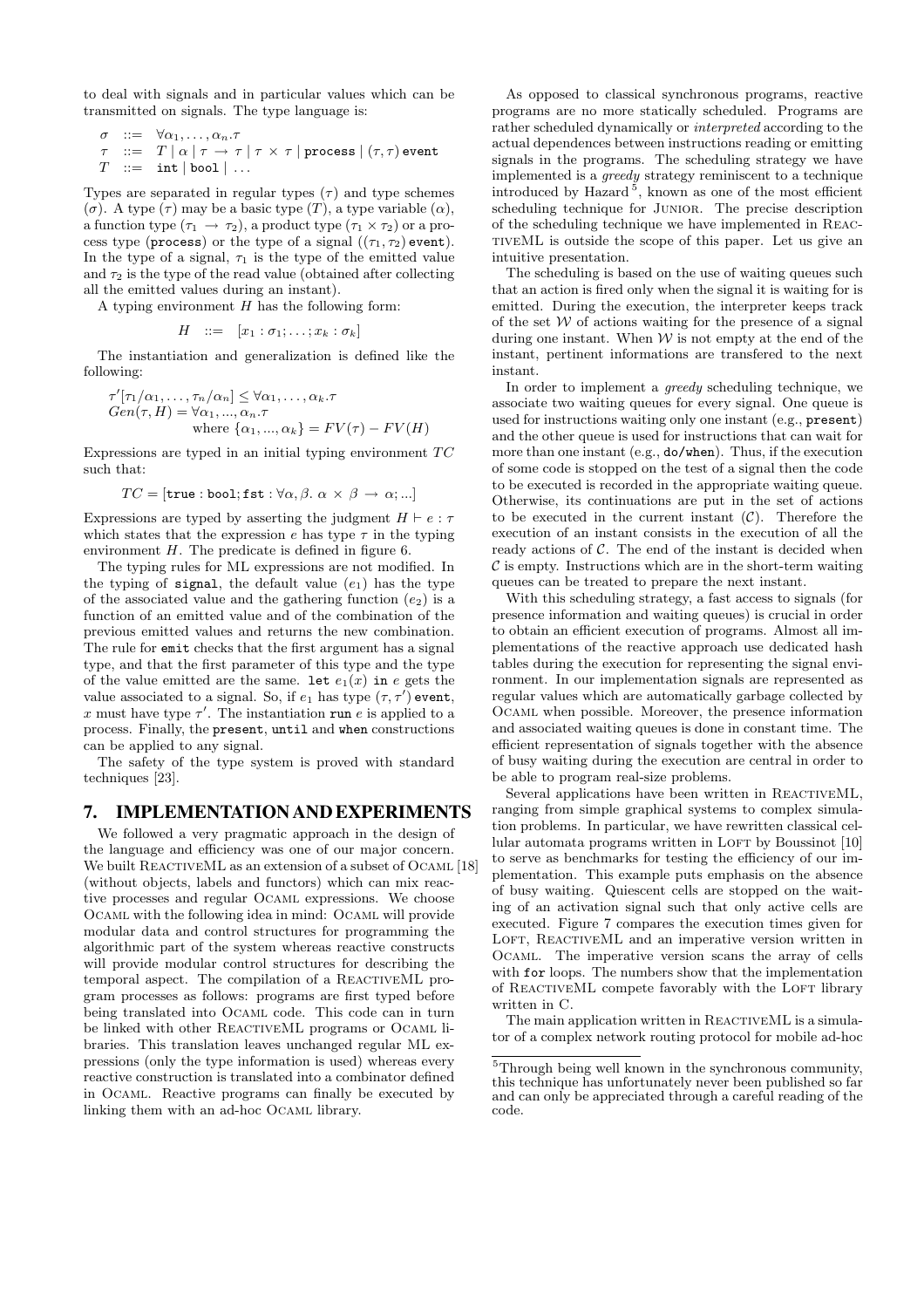to deal with signals and in particular values which can be transmitted on signals. The type language is:

$$\begin{array}{lcl} \sigma & ::= & \forall \alpha_1, \ldots, \alpha_n.\tau \\ \tau & ::= & T \mid \alpha \mid \tau \rightarrow \tau \mid \tau \times \tau \mid \texttt{process} \mid (\tau, \tau)\,\texttt{event} \\ T & ::= & \texttt{int} \mid \texttt{bool} \mid \ldots \end{array}$$

Types are separated in regular types ($\tau$) and type schemes ($\sigma$). A type ($\tau$) may be a basic type ($T$), a type variable ($\alpha$), a function type ($\tau_1 \rightarrow \tau_2$), a product type ($\tau_1 \times \tau_2$) or a process type (`process`) or the type of a signal (($\tau_1, \tau_2$) `event`). In the type of a signal, $\tau_1$ is the type of the emitted value and $\tau_2$ is the type of the read value (obtained after collecting all the emitted values during an instant).

A typing environment $H$ has the following form:

$$H \quad ::= \quad [x_1 : \sigma_1; \ldots ; x_k : \sigma_k]$$

The instantiation and generalization is defined like the following:

$$\begin{array}{l} \tau'[\tau_1/\alpha_1, \ldots, \tau_n/\alpha_n] \leq \forall \alpha_1, \ldots, \alpha_k.\tau \\ Gen(\tau, H) = \forall \alpha_1, ..., \alpha_n.\tau \\ \qquad \text{where } \{\alpha_1, ..., \alpha_k\} = FV(\tau) - FV(H) \end{array}$$

Expressions are typed in an initial typing environment $TC$ such that:

$$TC = [\texttt{true} : \texttt{bool}; \texttt{fst} : \forall \alpha, \beta.\ \alpha \times \beta \rightarrow \alpha; ...]$$

Expressions are typed by asserting the judgment $H \vdash e : \tau$ which states that the expression $e$ has type $\tau$ in the typing environment $H$. The predicate is defined in figure 6.

The typing rules for ML expressions are not modified. In the typing of `signal`, the default value ($e_1$) has the type of the associated value and the gathering function ($e_2$) is a function of an emitted value and of the combination of the previous emitted values and returns the new combination. The rule for `emit` checks that the first argument has a signal type, and that the first parameter of this type and the type of the value emitted are the same. `let` $e_1(x)$ `in` $e$ gets the value associated to a signal. So, if $e_1$ has type $(\tau, \tau')$ `event`, $x$ must have type $\tau'$. The instantiation `run` $e$ is applied to a process. Finally, the `present`, `until` and `when` constructions can be applied to any signal.

The safety of the type system is proved with standard techniques [23].

# 7. IMPLEMENTATION AND EXPERIMENTS

We followed a very pragmatic approach in the design of the language and efficiency was one of our major concern. We built ReactiveML as an extension of a subset of OCaml [18] (without objects, labels and functors) which can mix reactive processes and regular OCaml expressions. We choose OCaml with the following idea in mind: OCaml will provide modular data and control structures for programming the algorithmic part of the system whereas reactive constructs will provide modular control structures for describing the temporal aspect. The compilation of a ReactiveML program processes as follows: programs are first typed before being translated into OCaml code. This code can in turn be linked with other ReactiveML programs or OCaml libraries. This translation leaves unchanged regular ML expressions (only the type information is used) whereas every reactive construction is translated into a combinator defined in OCaml. Reactive programs can finally be executed by linking them with an ad-hoc OCaml library.

As opposed to classical synchronous programs, reactive programs are no more statically scheduled. Programs are rather scheduled dynamically or *interpreted* according to the actual dependences between instructions reading or emitting signals in the programs. The scheduling strategy we have implemented is a *greedy* strategy reminiscent to a technique introduced by Hazard [5], known as one of the most efficient scheduling technique for Junior. The precise description of the scheduling technique we have implemented in ReactiveML is outside the scope of this paper. Let us give an intuitive presentation.

The scheduling is based on the use of waiting queues such that an action is fired only when the signal it is waiting for is emitted. During the execution, the interpreter keeps track of the set $\mathcal{W}$ of actions waiting for the presence of a signal during one instant. When $\mathcal{W}$ is not empty at the end of the instant, pertinent informations are transfered to the next instant.

In order to implement a *greedy* scheduling technique, we associate two waiting queues for every signal. One queue is used for instructions waiting only one instant (e.g., `present`) and the other queue is used for instructions that can wait for more than one instant (e.g., `do/when`). Thus, if the execution of some code is stopped on the test of a signal then the code to be executed is recorded in the appropriate waiting queue. Otherwise, its continuations are put in the set of actions to be executed in the current instant ($\mathcal{C}$). Therefore the execution of an instant consists in the execution of all the ready actions of $\mathcal{C}$. The end of the instant is decided when $\mathcal{C}$ is empty. Instructions which are in the short-term waiting queues can be treated to prepare the next instant.

With this scheduling strategy, a fast access to signals (for presence information and waiting queues) is crucial in order to obtain an efficient execution of programs. Almost all implementations of the reactive approach use dedicated hash tables during the execution for representing the signal environment. In our implementation signals are represented as regular values which are automatically garbage collected by OCaml when possible. Moreover, the presence information and associated waiting queues is done in constant time. The efficient representation of signals together with the absence of busy waiting during the execution are central in order to be able to program real-size problems.

Several applications have been written in ReactiveML, ranging from simple graphical systems to complex simulation problems. In particular, we have rewritten classical cellular automata programs written in Loft by Boussinot [10] to serve as benchmarks for testing the efficiency of our implementation. This example puts emphasis on the absence of busy waiting. Quiescent cells are stopped on the waiting of an activation signal such that only active cells are executed. Figure 7 compares the execution times given for Loft, ReactiveML and an imperative version written in OCaml. The imperative version scans the array of cells with `for` loops. The numbers show that the implementation of ReactiveML compete favorably with the Loft library written in C.

The main application written in ReactiveML is a simulator of a complex network routing protocol for mobile ad-hoc

[5] Through being well known in the synchronous community, this technique has unfortunately never been published so far and can only be appreciated through a careful reading of the code.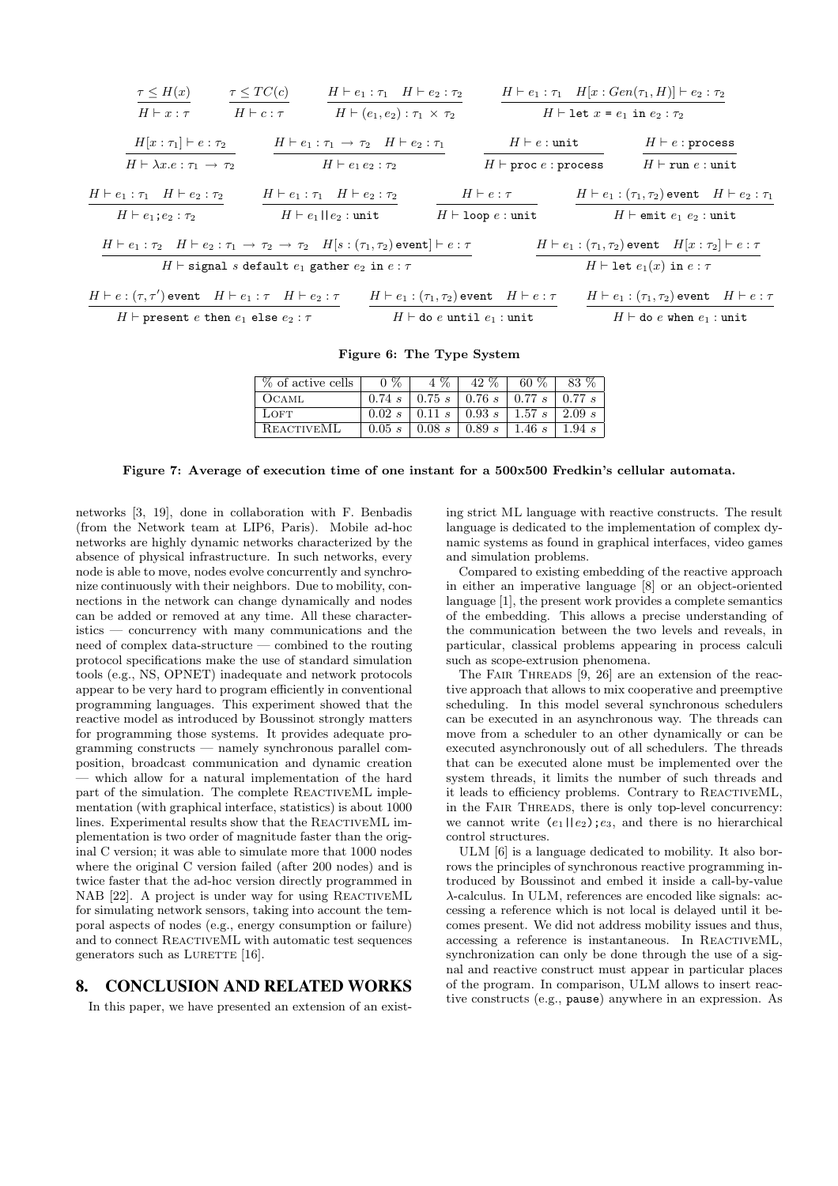$$\frac{\tau \leq H(x)}{H \vdash x : \tau} \qquad \frac{\tau \leq TC(c)}{H \vdash c : \tau} \qquad \frac{H \vdash e_1 : \tau_1 \quad H \vdash e_2 : \tau_2}{H \vdash (e_1, e_2) : \tau_1 \times \tau_2} \qquad \frac{H \vdash e_1 : \tau_1 \quad H[x : Gen(\tau_1, H)] \vdash e_2 : \tau_2}{H \vdash \texttt{let } x \texttt{ = } e_1 \texttt{ in } e_2 : \tau_2}$$

$$\frac{H[x : \tau_1] \vdash e : \tau_2}{H \vdash \lambda x.e : \tau_1 \rightarrow \tau_2} \qquad \frac{H \vdash e_1 : \tau_1 \rightarrow \tau_2 \quad H \vdash e_2 : \tau_1}{H \vdash e_1\, e_2 : \tau_2} \qquad \frac{H \vdash e : \texttt{unit}}{H \vdash \texttt{proc } e : \texttt{process}} \qquad \frac{H \vdash e : \texttt{process}}{H \vdash \texttt{run } e : \texttt{unit}}$$

$$\frac{H \vdash e_1 : \tau_1 \quad H \vdash e_2 : \tau_2}{H \vdash e_1 \texttt{;} e_2 : \tau_2} \qquad \frac{H \vdash e_1 : \tau_1 \quad H \vdash e_2 : \tau_2}{H \vdash e_1 \texttt{||} e_2 : \texttt{unit}} \qquad \frac{H \vdash e : \tau}{H \vdash \texttt{loop } e : \texttt{unit}} \qquad \frac{H \vdash e_1 : (\tau_1, \tau_2)\, \texttt{event} \quad H \vdash e_2 : \tau_1}{H \vdash \texttt{emit } e_1\ e_2 : \texttt{unit}}$$

$$\frac{H \vdash e_1 : \tau_2 \quad H \vdash e_2 : \tau_1 \rightarrow \tau_2 \rightarrow \tau_2 \quad H[s : (\tau_1, \tau_2)\, \texttt{event}] \vdash e : \tau}{H \vdash \texttt{signal } s \texttt{ default } e_1 \texttt{ gather } e_2 \texttt{ in } e : \tau} \qquad \frac{H \vdash e_1 : (\tau_1, \tau_2)\, \texttt{event} \quad H[x : \tau_2] \vdash e : \tau}{H \vdash \texttt{let } e_1(x) \texttt{ in } e : \tau}$$

$$\frac{H \vdash e : (\tau, \tau')\, \texttt{event} \quad H \vdash e_1 : \tau \quad H \vdash e_2 : \tau}{H \vdash \texttt{present } e \texttt{ then } e_1 \texttt{ else } e_2 : \tau} \qquad \frac{H \vdash e_1 : (\tau_1, \tau_2)\, \texttt{event} \quad H \vdash e : \tau}{H \vdash \texttt{do } e \texttt{ until } e_1 : \texttt{unit}} \qquad \frac{H \vdash e_1 : (\tau_1, \tau_2)\, \texttt{event} \quad H \vdash e : \tau}{H \vdash \texttt{do } e \texttt{ when } e_1 : \texttt{unit}}$$

**Figure 6: The Type System**

| % of active cells | 0 % | 4 % | 42 % | 60 % | 83 % |
|---|---|---|---|---|---|
| OCAML | 0.74 *s* | 0.75 *s* | 0.76 *s* | 0.77 *s* | 0.77 *s* |
| LOFT | 0.02 *s* | 0.11 *s* | 0.93 *s* | 1.57 *s* | 2.09 *s* |
| REACTIVEML | 0.05 *s* | 0.08 *s* | 0.89 *s* | 1.46 *s* | 1.94 *s* |

**Figure 7: Average of execution time of one instant for a 500x500 Fredkin's cellular automata.**

networks [3, 19], done in collaboration with F. Benbadis (from the Network team at LIP6, Paris). Mobile ad-hoc networks are highly dynamic networks characterized by the absence of physical infrastructure. In such networks, every node is able to move, nodes evolve concurrently and synchronize continuously with their neighbors. Due to mobility, connections in the network can change dynamically and nodes can be added or removed at any time. All these characteristics — concurrency with many communications and the need of complex data-structure — combined to the routing protocol specifications make the use of standard simulation tools (e.g., NS, OPNET) inadequate and network protocols appear to be very hard to program efficiently in conventional programming languages. This experiment showed that the reactive model as introduced by Boussinot strongly matters for programming those systems. It provides adequate programming constructs — namely synchronous parallel composition, broadcast communication and dynamic creation — which allow for a natural implementation of the hard part of the simulation. The complete REACTIVEML implementation (with graphical interface, statistics) is about 1000 lines. Experimental results show that the REACTIVEML implementation is two order of magnitude faster than the original C version; it was able to simulate more that 1000 nodes where the original C version failed (after 200 nodes) and is twice faster that the ad-hoc version directly programmed in NAB [22]. A project is under way for using REACTIVEML for simulating network sensors, taking into account the temporal aspects of nodes (e.g., energy consumption or failure) and to connect REACTIVEML with automatic test sequences generators such as LURETTE [16].

## 8. CONCLUSION AND RELATED WORKS

In this paper, we have presented an extension of an existing strict ML language with reactive constructs. The result language is dedicated to the implementation of complex dynamic systems as found in graphical interfaces, video games and simulation problems.

Compared to existing embedding of the reactive approach in either an imperative language [8] or an object-oriented language [1], the present work provides a complete semantics of the embedding. This allows a precise understanding of the communication between the two levels and reveals, in particular, classical problems appearing in process calculi such as scope-extrusion phenomena.

The FAIR THREADS [9, 26] are an extension of the reactive approach that allows to mix cooperative and preemptive scheduling. In this model several synchronous schedulers can be executed in an asynchronous way. The threads can move from a scheduler to an other dynamically or can be executed asynchronously out of all schedulers. The threads that can be executed alone must be implemented over the system threads, it limits the number of such threads and it leads to efficiency problems. Contrary to REACTIVEML, in the FAIR THREADS, there is only top-level concurrency: we cannot write `(`$e_1$`||`$e_2$`);`$e_3$, and there is no hierarchical control structures.

ULM [6] is a language dedicated to mobility. It also borrows the principles of synchronous reactive programming introduced by Boussinot and embed it inside a call-by-value $\lambda$-calculus. In ULM, references are encoded like signals: accessing a reference which is not local is delayed until it becomes present. We did not address mobility issues and thus, accessing a reference is instantaneous. In REACTIVEML, synchronization can only be done through the use of a signal and reactive construct must appear in particular places of the program. In comparison, ULM allows to insert reactive constructs (e.g., `pause`) anywhere in an expression. As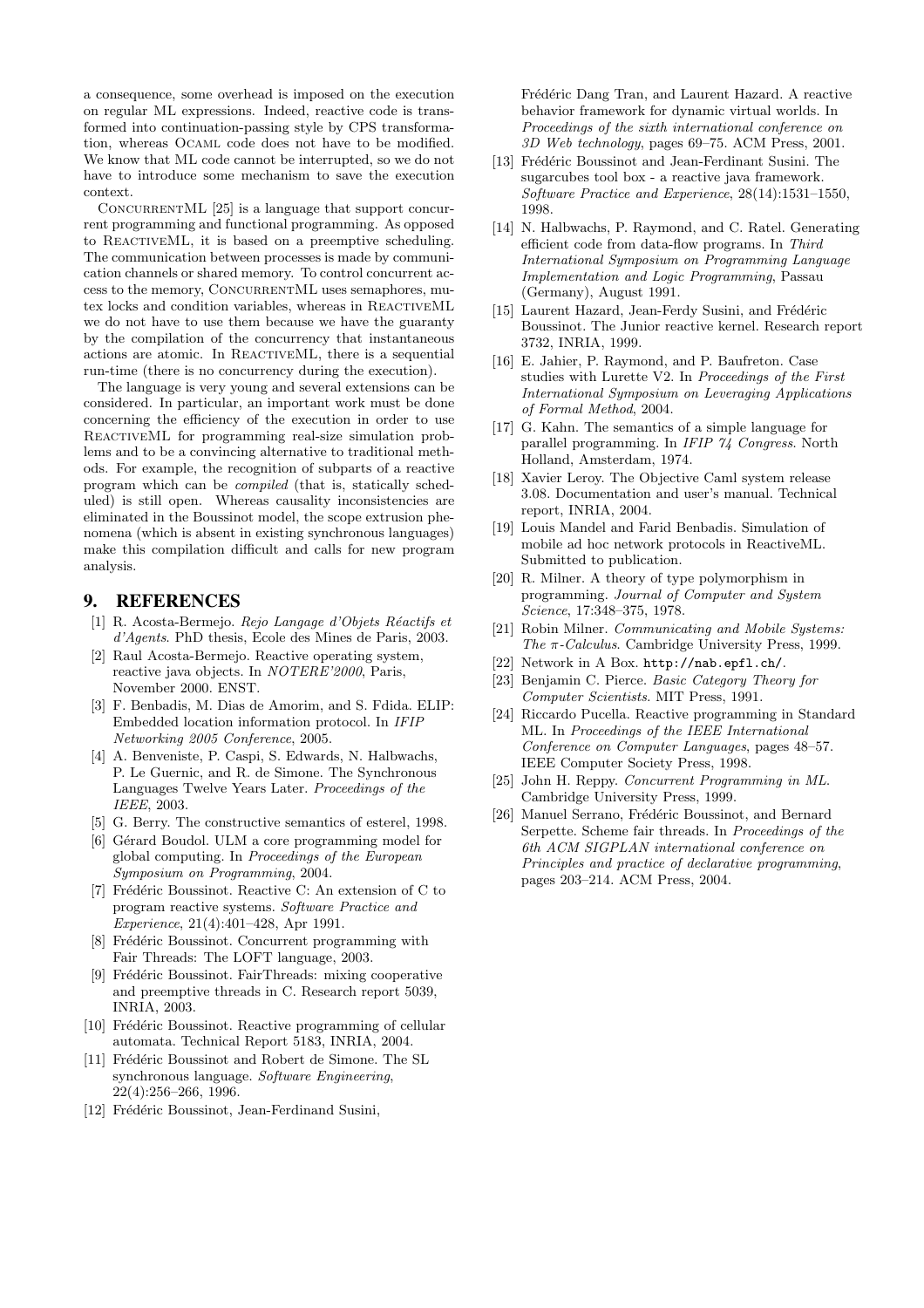a consequence, some overhead is imposed on the execution on regular ML expressions. Indeed, reactive code is transformed into continuation-passing style by CPS transformation, whereas OCAML code does not have to be modified. We know that ML code cannot be interrupted, so we do not have to introduce some mechanism to save the execution context.

CONCURRENTML [25] is a language that support concurrent programming and functional programming. As opposed to REACTIVEML, it is based on a preemptive scheduling. The communication between processes is made by communication channels or shared memory. To control concurrent access to the memory, CONCURRENTML uses semaphores, mutex locks and condition variables, whereas in REACTIVEML we do not have to use them because we have the guaranty by the compilation of the concurrency that instantaneous actions are atomic. In REACTIVEML, there is a sequential run-time (there is no concurrency during the execution).

The language is very young and several extensions can be considered. In particular, an important work must be done concerning the efficiency of the execution in order to use REACTIVEML for programming real-size simulation problems and to be a convincing alternative to traditional methods. For example, the recognition of subparts of a reactive program which can be *compiled* (that is, statically scheduled) is still open. Whereas causality inconsistencies are eliminated in the Boussinot model, the scope extrusion phenomena (which is absent in existing synchronous languages) make this compilation difficult and calls for new program analysis.

## 9. REFERENCES

[1] R. Acosta-Bermejo. *Rejo Langage d'Objets Réactifs et d'Agents*. PhD thesis, Ecole des Mines de Paris, 2003.

[2] Raul Acosta-Bermejo. Reactive operating system, reactive java objects. In *NOTERE'2000*, Paris, November 2000. ENST.

[3] F. Benbadis, M. Dias de Amorim, and S. Fdida. ELIP: Embedded location information protocol. In *IFIP Networking 2005 Conference*, 2005.

[4] A. Benveniste, P. Caspi, S. Edwards, N. Halbwachs, P. Le Guernic, and R. de Simone. The Synchronous Languages Twelve Years Later. *Proceedings of the IEEE*, 2003.

[5] G. Berry. The constructive semantics of esterel, 1998.

[6] Gérard Boudol. ULM a core programming model for global computing. In *Proceedings of the European Symposium on Programming*, 2004.

[7] Frédéric Boussinot. Reactive C: An extension of C to program reactive systems. *Software Practice and Experience*, 21(4):401–428, Apr 1991.

[8] Frédéric Boussinot. Concurrent programming with Fair Threads: The LOFT language, 2003.

[9] Frédéric Boussinot. FairThreads: mixing cooperative and preemptive threads in C. Research report 5039, INRIA, 2003.

[10] Frédéric Boussinot. Reactive programming of cellular automata. Technical Report 5183, INRIA, 2004.

[11] Frédéric Boussinot and Robert de Simone. The SL synchronous language. *Software Engineering*, 22(4):256–266, 1996.

[12] Frédéric Boussinot, Jean-Ferdinand Susini, Frédéric Dang Tran, and Laurent Hazard. A reactive behavior framework for dynamic virtual worlds. In *Proceedings of the sixth international conference on 3D Web technology*, pages 69–75. ACM Press, 2001.

[13] Frédéric Boussinot and Jean-Ferdinant Susini. The sugarcubes tool box - a reactive java framework. *Software Practice and Experience*, 28(14):1531–1550, 1998.

[14] N. Halbwachs, P. Raymond, and C. Ratel. Generating efficient code from data-flow programs. In *Third International Symposium on Programming Language Implementation and Logic Programming*, Passau (Germany), August 1991.

[15] Laurent Hazard, Jean-Ferdy Susini, and Frédéric Boussinot. The Junior reactive kernel. Research report 3732, INRIA, 1999.

[16] E. Jahier, P. Raymond, and P. Baufreton. Case studies with Lurette V2. In *Proceedings of the First International Symposium on Leveraging Applications of Formal Method*, 2004.

[17] G. Kahn. The semantics of a simple language for parallel programming. In *IFIP 74 Congress*. North Holland, Amsterdam, 1974.

[18] Xavier Leroy. The Objective Caml system release 3.08. Documentation and user's manual. Technical report, INRIA, 2004.

[19] Louis Mandel and Farid Benbadis. Simulation of mobile ad hoc network protocols in ReactiveML. Submitted to publication.

[20] R. Milner. A theory of type polymorphism in programming. *Journal of Computer and System Science*, 17:348–375, 1978.

[21] Robin Milner. *Communicating and Mobile Systems: The π-Calculus*. Cambridge University Press, 1999.

[22] Network in A Box. `http://nab.epfl.ch/`.

[23] Benjamin C. Pierce. *Basic Category Theory for Computer Scientists*. MIT Press, 1991.

[24] Riccardo Pucella. Reactive programming in Standard ML. In *Proceedings of the IEEE International Conference on Computer Languages*, pages 48–57. IEEE Computer Society Press, 1998.

[25] John H. Reppy. *Concurrent Programming in ML*. Cambridge University Press, 1999.

[26] Manuel Serrano, Frédéric Boussinot, and Bernard Serpette. Scheme fair threads. In *Proceedings of the 6th ACM SIGPLAN international conference on Principles and practice of declarative programming*, pages 203–214. ACM Press, 2004.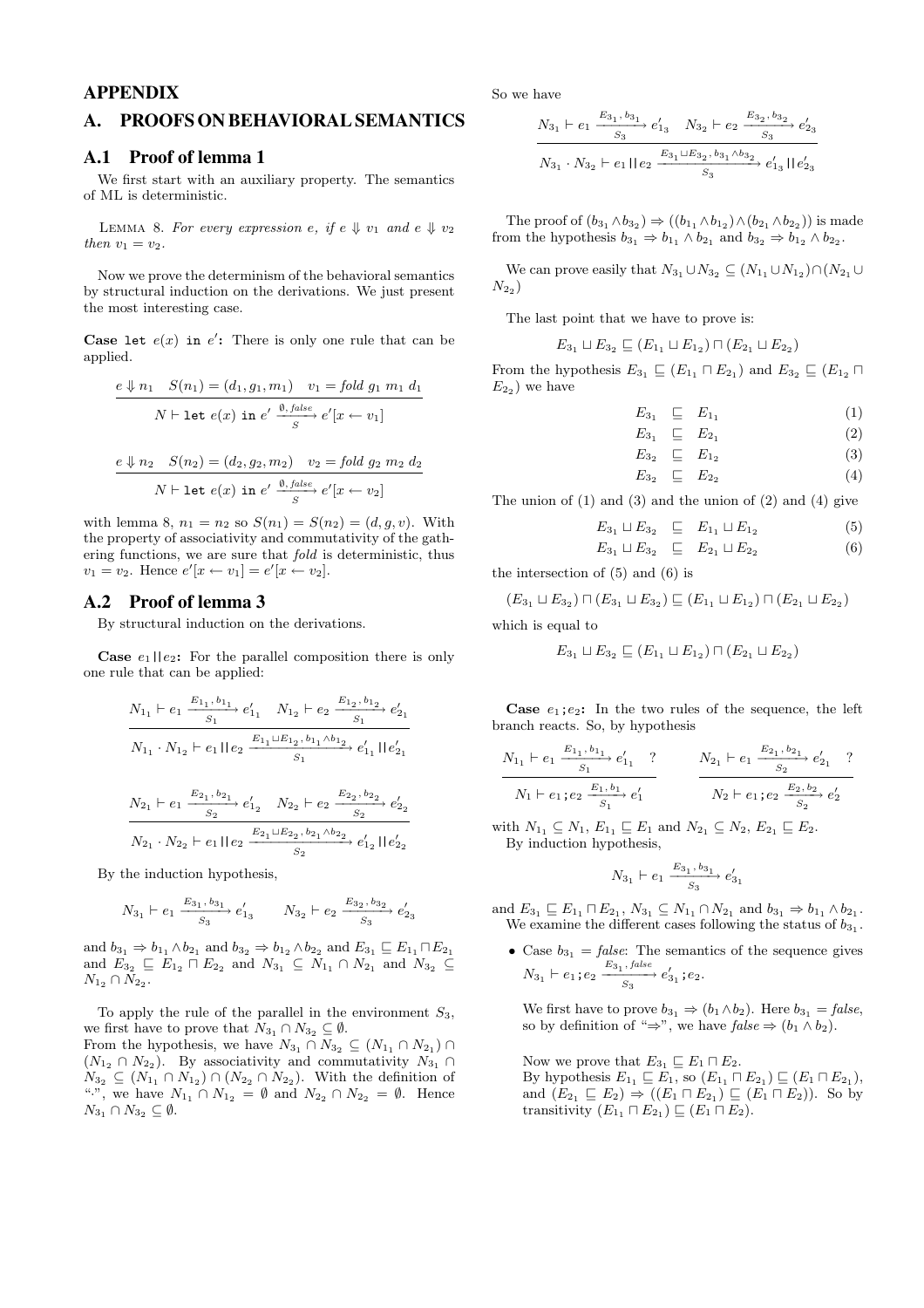# APPENDIX

## A. PROOFS ON BEHAVIORAL SEMANTICS

### A.1 Proof of lemma 1

We first start with an auxiliary property. The semantics of ML is deterministic.

LEMMA 8. *For every expression $e$, if $e \Downarrow v_1$ and $e \Downarrow v_2$ then $v_1 = v_2$.*

Now we prove the determinism of the behavioral semantics by structural induction on the derivations. We just present the most interesting case.

**Case let $e(x)$ in $e'$:** There is only one rule that can be applied.

$$\frac{e \Downarrow n_1 \quad S(n_1) = (d_1, g_1, m_1) \quad v_1 = \mathit{fold}\ g_1\ m_1\ d_1}{N \vdash \texttt{let}\ e(x)\ \texttt{in}\ e' \xrightarrow[S]{\emptyset,\mathit{false}} e'[x \leftarrow v_1]}$$

$$\frac{e \Downarrow n_2 \quad S(n_2) = (d_2, g_2, m_2) \quad v_2 = \mathit{fold}\ g_2\ m_2\ d_2}{N \vdash \texttt{let}\ e(x)\ \texttt{in}\ e' \xrightarrow[S]{\emptyset,\mathit{false}} e'[x \leftarrow v_2]}$$

with lemma 8, $n_1 = n_2$ so $S(n_1) = S(n_2) = (d, g, v)$. With the property of associativity and commutativity of the gathering functions, we are sure that *fold* is deterministic, thus $v_1 = v_2$. Hence $e'[x \leftarrow v_1] = e'[x \leftarrow v_2]$.

### A.2 Proof of lemma 3

By structural induction on the derivations.

**Case $e_1 || e_2$:** For the parallel composition there is only one rule that can be applied:

$$\frac{N_{1_1} \vdash e_1 \xrightarrow[S_1]{E_{1_1}, b_{1_1}} e'_{1_1} \quad N_{1_2} \vdash e_2 \xrightarrow[S_1]{E_{1_2}, b_{1_2}} e'_{2_1}}{N_{1_1} \cdot N_{1_2} \vdash e_1 || e_2 \xrightarrow[S_1]{E_{1_1} \sqcup E_{1_2}, b_{1_1} \wedge b_{1_2}} e'_{1_1} || e'_{2_1}}$$

$$\frac{N_{2_1} \vdash e_1 \xrightarrow[S_2]{E_{2_1}, b_{2_1}} e'_{1_2} \quad N_{2_2} \vdash e_2 \xrightarrow[S_2]{E_{2_2}, b_{2_2}} e'_{2_2}}{N_{2_1} \cdot N_{2_2} \vdash e_1 || e_2 \xrightarrow[S_2]{E_{2_1} \sqcup E_{2_2}, b_{2_1} \wedge b_{2_2}} e'_{1_2} || e'_{2_2}}$$

By the induction hypothesis,

$$N_{3_1} \vdash e_1 \xrightarrow[S_3]{E_{3_1}, b_{3_1}} e'_{1_3} \qquad N_{3_2} \vdash e_2 \xrightarrow[S_3]{E_{3_2}, b_{3_2}} e'_{2_3}$$

and $b_{3_1} \Rightarrow b_{1_1} \wedge b_{2_1}$ and $b_{3_2} \Rightarrow b_{1_2} \wedge b_{2_2}$ and $E_{3_1} \sqsubseteq E_{1_1} \sqcap E_{2_1}$ and $E_{3_2} \sqsubseteq E_{1_2} \sqcap E_{2_2}$ and $N_{3_1} \subseteq N_{1_1} \cap N_{2_1}$ and $N_{3_2} \subseteq N_{1_2} \cap N_{2_2}$.

To apply the rule of the parallel in the environment $S_3$, we first have to prove that $N_{3_1} \cap N_{3_2} \subseteq \emptyset$.
From the hypothesis, we have $N_{3_1} \cap N_{3_2} \subseteq (N_{1_1} \cap N_{2_1}) \cap (N_{1_2} \cap N_{2_2})$. By associativity and commutativity $N_{3_1} \cap N_{3_2} \subseteq (N_{1_1} \cap N_{1_2}) \cap (N_{2_2} \cap N_{2_2})$. With the definition of ".", we have $N_{1_1} \cap N_{1_2} = \emptyset$ and $N_{2_2} \cap N_{2_2} = \emptyset$. Hence $N_{3_1} \cap N_{3_2} \subseteq \emptyset$.

So we have

$$\frac{N_{3_1} \vdash e_1 \xrightarrow[S_3]{E_{3_1}, b_{3_1}} e'_{1_3} \quad N_{3_2} \vdash e_2 \xrightarrow[S_3]{E_{3_2}, b_{3_2}} e'_{2_3}}{N_{3_1} \cdot N_{3_2} \vdash e_1 || e_2 \xrightarrow[S_3]{E_{3_1} \sqcup E_{3_2}, b_{3_1} \wedge b_{3_2}} e'_{1_3} || e'_{2_3}}$$

The proof of $(b_{3_1} \wedge b_{3_2}) \Rightarrow ((b_{1_1} \wedge b_{1_2}) \wedge (b_{2_1} \wedge b_{2_2}))$ is made from the hypothesis $b_{3_1} \Rightarrow b_{1_1} \wedge b_{2_1}$ and $b_{3_2} \Rightarrow b_{1_2} \wedge b_{2_2}$.

We can prove easily that $N_{3_1} \cup N_{3_2} \subseteq (N_{1_1} \cup N_{1_2}) \cap (N_{2_1} \cup N_{2_2})$

The last point that we have to prove is:

$$E_{3_1} \sqcup E_{3_2} \sqsubseteq (E_{1_1} \sqcup E_{1_2}) \sqcap (E_{2_1} \sqcup E_{2_2})$$

From the hypothesis $E_{3_1} \sqsubseteq (E_{1_1} \sqcap E_{2_1})$ and $E_{3_2} \sqsubseteq (E_{1_2} \sqcap E_{2_2})$ we have

$$E_{3_1} \sqsubseteq E_{1_1} \quad (1)$$
$$E_{3_1} \sqsubseteq E_{2_1} \quad (2)$$
$$E_{3_2} \sqsubseteq E_{1_2} \quad (3)$$
$$E_{3_2} \sqsubseteq E_{2_2} \quad (4)$$

The union of (1) and (3) and the union of (2) and (4) give

$$E_{3_1} \sqcup E_{3_2} \sqsubseteq E_{1_1} \sqcup E_{1_2} \quad (5)$$
$$E_{3_1} \sqcup E_{3_2} \sqsubseteq E_{2_1} \sqcup E_{2_2} \quad (6)$$

the intersection of (5) and (6) is

$$(E_{3_1} \sqcup E_{3_2}) \sqcap (E_{3_1} \sqcup E_{3_2}) \sqsubseteq (E_{1_1} \sqcup E_{1_2}) \sqcap (E_{2_1} \sqcup E_{2_2})$$

which is equal to

$$E_{3_1} \sqcup E_{3_2} \sqsubseteq (E_{1_1} \sqcup E_{1_2}) \sqcap (E_{2_1} \sqcup E_{2_2})$$

**Case $e_1; e_2$:** In the two rules of the sequence, the left branch reacts. So, by hypothesis

$$\frac{N_{1_1} \vdash e_1 \xrightarrow[S_1]{E_{1_1}, b_{1_1}} e'_{1_1} \quad ?}{N_1 \vdash e_1; e_2 \xrightarrow[S_1]{E_1, b_1} e'_1} \qquad \frac{N_{2_1} \vdash e_1 \xrightarrow[S_2]{E_{2_1}, b_{2_1}} e'_{2_1} \quad ?}{N_2 \vdash e_1; e_2 \xrightarrow[S_2]{E_2, b_2} e'_2}$$

with $N_{1_1} \subseteq N_1$, $E_{1_1} \sqsubseteq E_1$ and $N_{2_1} \subseteq N_2$, $E_{2_1} \sqsubseteq E_2$.
By induction hypothesis,

$$N_{3_1} \vdash e_1 \xrightarrow[S_3]{E_{3_1}, b_{3_1}} e'_{3_1}$$

and $E_{3_1} \sqsubseteq E_{1_1} \sqcap E_{2_1}$, $N_{3_1} \subseteq N_{1_1} \cap N_{2_1}$ and $b_{3_1} \Rightarrow b_{1_1} \wedge b_{2_1}$.
We examine the different cases following the status of $b_{3_1}$.

- Case $b_{3_1} = \mathit{false}$: The semantics of the sequence gives $N_{3_1} \vdash e_1; e_2 \xrightarrow[S_3]{E_{3_1}, \mathit{false}} e'_{3_1}; e_2$.

  We first have to prove $b_{3_1} \Rightarrow (b_1 \wedge b_2)$. Here $b_{3_1} = \mathit{false}$, so by definition of "$\Rightarrow$", we have $\mathit{false} \Rightarrow (b_1 \wedge b_2)$.

  Now we prove that $E_{3_1} \sqsubseteq E_1 \sqcap E_2$.
  By hypothesis $E_{1_1} \sqsubseteq E_1$, so $(E_{1_1} \sqcap E_{2_1}) \sqsubseteq (E_1 \sqcap E_{2_1})$, and $(E_{2_1} \sqsubseteq E_2) \Rightarrow ((E_1 \sqcap E_{2_1}) \sqsubseteq (E_1 \sqcap E_2))$. So by transitivity $(E_{1_1} \sqcap E_{2_1}) \sqsubseteq (E_1 \sqcap E_2)$.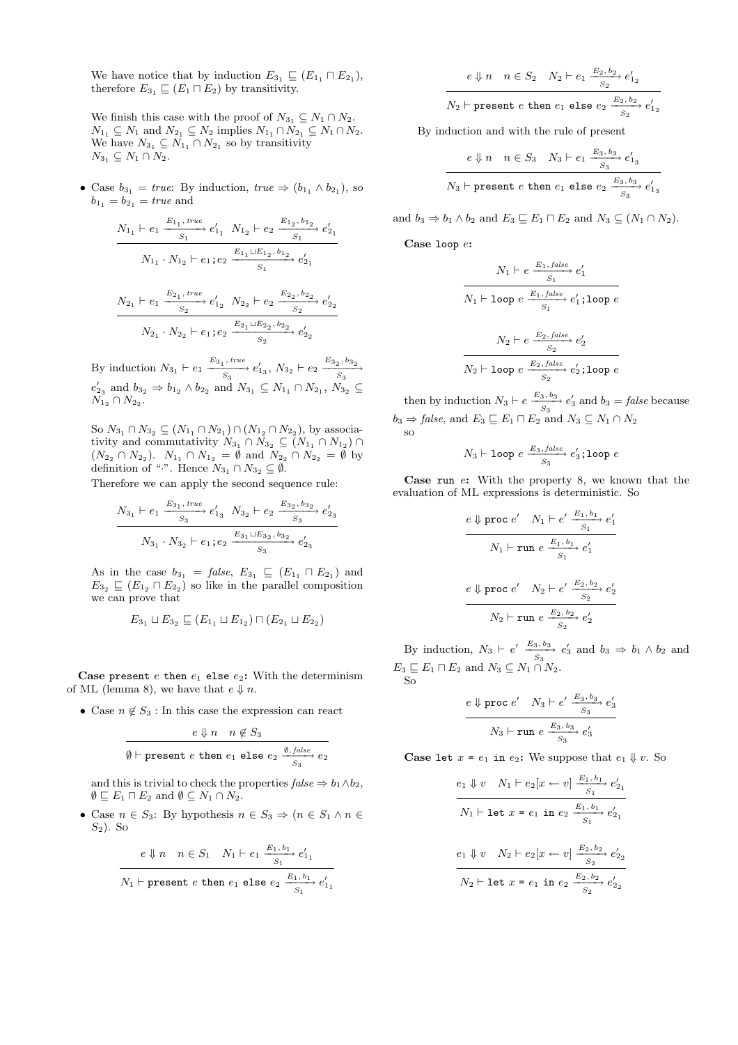We have notice that by induction $E_{3_1} \sqsubseteq (E_{1_1} \sqcap E_{2_1})$, therefore $E_{3_1} \sqsubseteq (E_1 \sqcap E_2)$ by transitivity.

We finish this case with the proof of $N_{3_1} \subseteq N_1 \cap N_2$. $N_{1_1} \subseteq N_1$ and $N_{2_1} \subseteq N_2$ implies $N_{1_1} \cap N_{2_1} \subseteq N_1 \cap N_2$. We have $N_{3_1} \subseteq N_{1_1} \cap N_{2_1}$ so by transitivity $N_{3_1} \subseteq N_1 \cap N_2$.

- Case $b_{3_1} = \mathit{true}$: By induction, $\mathit{true} \Rightarrow (b_{1_1} \wedge b_{2_1})$, so $b_{1_1} = b_{2_1} = \mathit{true}$ and

$$\frac{N_{1_1} \vdash e_1 \xrightarrow[S_1]{E_{1_1},\, \mathit{true}} e'_{1_1} \quad N_{1_2} \vdash e_2 \xrightarrow[S_1]{E_{1_2},\, b_{1_2}} e'_{2_1}}{N_{1_1} \cdot N_{1_2} \vdash e_1 \,\texttt{;}\, e_2 \xrightarrow[S_1]{E_{1_1} \sqcup E_{1_2},\, b_{1_2}} e'_{2_1}}$$

$$\frac{N_{2_1} \vdash e_1 \xrightarrow[S_2]{E_{2_1},\, \mathit{true}} e'_{1_2} \quad N_{2_2} \vdash e_2 \xrightarrow[S_2]{E_{2_2},\, b_{2_2}} e'_{2_2}}{N_{2_1} \cdot N_{2_2} \vdash e_1 \,\texttt{;}\, e_2 \xrightarrow[S_2]{E_{2_1} \sqcup E_{2_2},\, b_{2_2}} e'_{2_2}}$$

By induction $N_{3_1} \vdash e_1 \xrightarrow[S_3]{E_{3_1},\, \mathit{true}} e'_{1_3}$, $N_{3_2} \vdash e_2 \xrightarrow[S_3]{E_{3_2},\, b_{3_2}} e'_{2_3}$ and $b_{3_2} \Rightarrow b_{1_2} \wedge b_{2_2}$ and $N_{3_1} \subseteq N_{1_1} \cap N_{2_1}$, $N_{3_2} \subseteq N_{1_2} \cap N_{2_2}$.

So $N_{3_1} \cap N_{3_2} \subseteq (N_{1_1} \cap N_{2_1}) \cap (N_{1_2} \cap N_{2_2})$, by associativity and commutativity $N_{3_1} \cap N_{3_2} \subseteq (N_{1_1} \cap N_{1_2}) \cap (N_{2_2} \cap N_{2_2})$. $N_{1_1} \cap N_{1_2} = \emptyset$ and $N_{2_2} \cap N_{2_2} = \emptyset$ by definition of "$\cdot$". Hence $N_{3_1} \cap N_{3_2} \subseteq \emptyset$.

Therefore we can apply the second sequence rule:

$$\frac{N_{3_1} \vdash e_1 \xrightarrow[S_3]{E_{3_1},\, \mathit{true}} e'_{1_3} \quad N_{3_2} \vdash e_2 \xrightarrow[S_3]{E_{3_2},\, b_{3_2}} e'_{2_3}}{N_{3_1} \cdot N_{3_2} \vdash e_1 \,\texttt{;}\, e_2 \xrightarrow[S_3]{E_{3_1} \sqcup E_{3_2},\, b_{3_2}} e'_{2_3}}$$

As in the case $b_{3_1} = \mathit{false}$, $E_{3_1} \sqsubseteq (E_{1_1} \sqcap E_{2_1})$ and $E_{3_2} \sqsubseteq (E_{1_2} \sqcap E_{2_2})$ so like in the parallel composition we can prove that

$$E_{3_1} \sqcup E_{3_2} \sqsubseteq (E_{1_1} \sqcup E_{1_2}) \sqcap (E_{2_1} \sqcup E_{2_2})$$

**Case `present` $e$ `then` $e_1$ `else` $e_2$:** With the determinism of ML (lemma 8), we have that $e \Downarrow n$.

- Case $n \notin S_3$ : In this case the expression can react

$$\frac{e \Downarrow n \quad n \notin S_3}{\emptyset \vdash \texttt{present}\ e\ \texttt{then}\ e_1\ \texttt{else}\ e_2 \xrightarrow[S_3]{\emptyset,\, \mathit{false}} e_2}$$

and this is trivial to check the properties $\mathit{false} \Rightarrow b_1 \wedge b_2$, $\emptyset \sqsubseteq E_1 \sqcap E_2$ and $\emptyset \subseteq N_1 \cap N_2$.

- Case $n \in S_3$: By hypothesis $n \in S_3 \Rightarrow (n \in S_1 \wedge n \in S_2)$. So

$$\frac{e \Downarrow n \quad n \in S_1 \quad N_1 \vdash e_1 \xrightarrow[S_1]{E_1,\, b_1} e'_{1_1}}{N_1 \vdash \texttt{present}\ e\ \texttt{then}\ e_1\ \texttt{else}\ e_2 \xrightarrow[S_1]{E_1,\, b_1} e'_{1_1}}$$

$$\frac{e \Downarrow n \quad n \in S_2 \quad N_2 \vdash e_1 \xrightarrow[S_2]{E_2,\, b_2} e'_{1_2}}{N_2 \vdash \texttt{present}\ e\ \texttt{then}\ e_1\ \texttt{else}\ e_2 \xrightarrow[S_2]{E_2,\, b_2} e'_{1_2}}$$

By induction and with the rule of present

$$\frac{e \Downarrow n \quad n \in S_3 \quad N_3 \vdash e_1 \xrightarrow[S_3]{E_3,\, b_3} e'_{1_3}}{N_3 \vdash \texttt{present}\ e\ \texttt{then}\ e_1\ \texttt{else}\ e_2 \xrightarrow[S_3]{E_3,\, b_3} e'_{1_3}}$$

and $b_3 \Rightarrow b_1 \wedge b_2$ and $E_3 \sqsubseteq E_1 \sqcap E_2$ and $N_3 \subseteq (N_1 \cap N_2)$.

**Case `loop` $e$:**

$$\frac{N_1 \vdash e \xrightarrow[S_1]{E_1,\, \mathit{false}} e'_1}{N_1 \vdash \texttt{loop}\ e \xrightarrow[S_1]{E_1,\, \mathit{false}} e'_1 \,\texttt{;}\, \texttt{loop}\ e}$$

$$\frac{N_2 \vdash e \xrightarrow[S_2]{E_2,\, \mathit{false}} e'_2}{N_2 \vdash \texttt{loop}\ e \xrightarrow[S_2]{E_2,\, \mathit{false}} e'_2 \,\texttt{;}\, \texttt{loop}\ e}$$

then by induction $N_3 \vdash e \xrightarrow[S_3]{E_3,\, b_3} e'_3$ and $b_3 = \mathit{false}$ because $b_3 \Rightarrow \mathit{false}$, and $E_3 \sqsubseteq E_1 \sqcap E_2$ and $N_3 \subseteq N_1 \cap N_2$ so

$$N_3 \vdash \texttt{loop}\ e \xrightarrow[S_3]{E_3,\, \mathit{false}} e'_3 \,\texttt{;}\, \texttt{loop}\ e$$

**Case `run` $e$:** With the property 8, we known that the evaluation of ML expressions is deterministic. So

$$\frac{e \Downarrow \texttt{proc}\ e' \quad N_1 \vdash e' \xrightarrow[S_1]{E_1,\, b_1} e'_1}{N_1 \vdash \texttt{run}\ e \xrightarrow[S_1]{E_1,\, b_1} e'_1}$$

$$\frac{e \Downarrow \texttt{proc}\ e' \quad N_2 \vdash e' \xrightarrow[S_2]{E_2,\, b_2} e'_2}{N_2 \vdash \texttt{run}\ e \xrightarrow[S_2]{E_2,\, b_2} e'_2}$$

By induction, $N_3 \vdash e' \xrightarrow[S_3]{E_3,\, b_3} e'_3$ and $b_3 \Rightarrow b_1 \wedge b_2$ and $E_3 \sqsubseteq E_1 \sqcap E_2$ and $N_3 \subseteq N_1 \cap N_2$.

So

$$\frac{e \Downarrow \texttt{proc}\ e' \quad N_3 \vdash e' \xrightarrow[S_3]{E_3,\, b_3} e'_3}{N_3 \vdash \texttt{run}\ e \xrightarrow[S_3]{E_3,\, b_3} e'_3}$$

**Case `let` $x$ `=` $e_1$ `in` $e_2$:** We suppose that $e_1 \Downarrow v$. So

$$\frac{e_1 \Downarrow v \quad N_1 \vdash e_2[x \leftarrow v] \xrightarrow[S_1]{E_1,\, b_1} e'_{2_1}}{N_1 \vdash \texttt{let}\ x\ \texttt{=}\ e_1\ \texttt{in}\ e_2 \xrightarrow[S_1]{E_1,\, b_1} e'_{2_1}}$$

$$\frac{e_1 \Downarrow v \quad N_2 \vdash e_2[x \leftarrow v] \xrightarrow[S_2]{E_2,\, b_2} e'_{2_2}}{N_2 \vdash \texttt{let}\ x\ \texttt{=}\ e_1\ \texttt{in}\ e_2 \xrightarrow[S_2]{E_2,\, b_2} e'_{2_2}}$$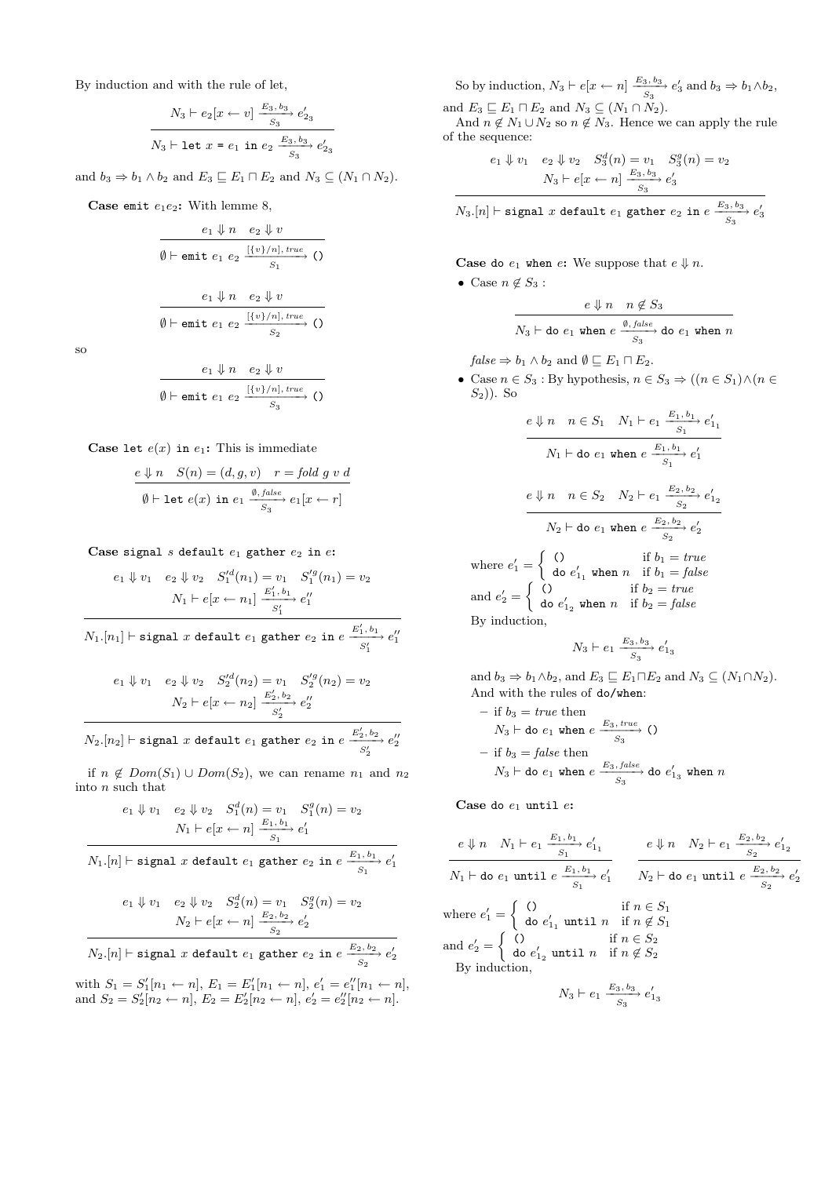By induction and with the rule of let,

$$\frac{N_3 \vdash e_2[x \leftarrow v] \xrightarrow[S_3]{E_3, b_3} e'_{2_3}}{N_3 \vdash \texttt{let } x \texttt{ = } e_1 \texttt{ in } e_2 \xrightarrow[S_3]{E_3, b_3} e'_{2_3}}$$

and $b_3 \Rightarrow b_1 \wedge b_2$ and $E_3 \sqsubseteq E_1 \sqcap E_2$ and $N_3 \subseteq (N_1 \cap N_2)$.

**Case** `emit` $e_1 e_2$**:** With lemme 8,

$$\frac{e_1 \Downarrow n \quad e_2 \Downarrow v}{\emptyset \vdash \texttt{emit } e_1\ e_2 \xrightarrow[S_1]{[\{v\}/n],\ true} \texttt{()}}$$

$$\frac{e_1 \Downarrow n \quad e_2 \Downarrow v}{\emptyset \vdash \texttt{emit } e_1\ e_2 \xrightarrow[S_2]{[\{v\}/n],\ true} \texttt{()}}$$

so

$$\frac{e_1 \Downarrow n \quad e_2 \Downarrow v}{\emptyset \vdash \texttt{emit } e_1\ e_2 \xrightarrow[S_3]{[\{v\}/n],\ true} \texttt{()}}$$

**Case** `let` $e(x)$ `in` $e_1$**:** This is immediate

$$\frac{e \Downarrow n \quad S(n) = (d, g, v) \quad r = fold\ g\ v\ d}{\emptyset \vdash \texttt{let } e(x) \texttt{ in } e_1 \xrightarrow[S_3]{\emptyset,\ false} e_1[x \leftarrow r]}$$

**Case** `signal` $s$ `default` $e_1$ `gather` $e_2$ `in` $e$**:**

$$\frac{e_1 \Downarrow v_1 \quad e_2 \Downarrow v_2 \quad S_1'^{d}(n_1) = v_1 \quad S_1'^{g}(n_1) = v_2 \qquad N_1 \vdash e[x \leftarrow n_1] \xrightarrow[S'_1]{E'_1, b_1} e''_1}{N_1.[n_1] \vdash \texttt{signal } x \texttt{ default } e_1 \texttt{ gather } e_2 \texttt{ in } e \xrightarrow[S'_1]{E'_1, b_1} e''_1}$$

$$\frac{e_1 \Downarrow v_1 \quad e_2 \Downarrow v_2 \quad S_2'^{d}(n_2) = v_1 \quad S_2'^{g}(n_2) = v_2 \qquad N_2 \vdash e[x \leftarrow n_2] \xrightarrow[S'_2]{E'_2, b_2} e''_2}{N_2.[n_2] \vdash \texttt{signal } x \texttt{ default } e_1 \texttt{ gather } e_2 \texttt{ in } e \xrightarrow[S'_2]{E'_2, b_2} e''_2}$$

if $n \notin Dom(S_1) \cup Dom(S_2)$, we can rename $n_1$ and $n_2$ into $n$ such that

$$\frac{e_1 \Downarrow v_1 \quad e_2 \Downarrow v_2 \quad S_1^{d}(n) = v_1 \quad S_1^{g}(n) = v_2 \qquad N_1 \vdash e[x \leftarrow n] \xrightarrow[S_1]{E_1, b_1} e'_1}{N_1.[n] \vdash \texttt{signal } x \texttt{ default } e_1 \texttt{ gather } e_2 \texttt{ in } e \xrightarrow[S_1]{E_1, b_1} e'_1}$$

$$\frac{e_1 \Downarrow v_1 \quad e_2 \Downarrow v_2 \quad S_2^{d}(n) = v_1 \quad S_2^{g}(n) = v_2 \qquad N_2 \vdash e[x \leftarrow n] \xrightarrow[S_2]{E_2, b_2} e'_2}{N_2.[n] \vdash \texttt{signal } x \texttt{ default } e_1 \texttt{ gather } e_2 \texttt{ in } e \xrightarrow[S_2]{E_2, b_2} e'_2}$$

with $S_1 = S'_1[n_1 \leftarrow n]$, $E_1 = E'_1[n_1 \leftarrow n]$, $e'_1 = e''_1[n_1 \leftarrow n]$, and $S_2 = S'_2[n_2 \leftarrow n]$, $E_2 = E'_2[n_2 \leftarrow n]$, $e'_2 = e''_2[n_2 \leftarrow n]$.

So by induction, $N_3 \vdash e[x \leftarrow n] \xrightarrow[S_3]{E_3, b_3} e'_3$ and $b_3 \Rightarrow b_1 \wedge b_2$, and $E_3 \sqsubseteq E_1 \sqcap E_2$ and $N_3 \subseteq (N_1 \cap N_2)$.

And $n \notin N_1 \cup N_2$ so $n \notin N_3$. Hence we can apply the rule of the sequence:

$$\frac{e_1 \Downarrow v_1 \quad e_2 \Downarrow v_2 \quad S_3^{d}(n) = v_1 \quad S_3^{g}(n) = v_2 \qquad N_3 \vdash e[x \leftarrow n] \xrightarrow[S_3]{E_3, b_3} e'_3}{N_3.[n] \vdash \texttt{signal } x \texttt{ default } e_1 \texttt{ gather } e_2 \texttt{ in } e \xrightarrow[S_3]{E_3, b_3} e'_3}$$

**Case** `do` $e_1$ `when` $e$**:** We suppose that $e \Downarrow n$.

- Case $n \notin S_3$ :

$$\frac{e \Downarrow n \quad n \notin S_3}{N_3 \vdash \texttt{do } e_1 \texttt{ when } e \xrightarrow[S_3]{\emptyset,\ false} \texttt{do } e_1 \texttt{ when } n}$$

  $false \Rightarrow b_1 \wedge b_2$ and $\emptyset \sqsubseteq E_1 \sqcap E_2$.

- Case $n \in S_3$ : By hypothesis, $n \in S_3 \Rightarrow ((n \in S_1) \wedge (n \in S_2))$. So

$$\frac{e \Downarrow n \quad n \in S_1 \quad N_1 \vdash e_1 \xrightarrow[S_1]{E_1, b_1} e'_{1_1}}{N_1 \vdash \texttt{do } e_1 \texttt{ when } e \xrightarrow[S_1]{E_1, b_1} e'_1}$$

$$\frac{e \Downarrow n \quad n \in S_2 \quad N_2 \vdash e_1 \xrightarrow[S_2]{E_2, b_2} e'_{1_2}}{N_2 \vdash \texttt{do } e_1 \texttt{ when } e \xrightarrow[S_2]{E_2, b_2} e'_2}$$

  where $e'_1 = \begin{cases} \texttt{()} & \text{if } b_1 = true \\ \texttt{do } e'_{1_1} \texttt{ when } n & \text{if } b_1 = false \end{cases}$

  and $e'_2 = \begin{cases} \texttt{()} & \text{if } b_2 = true \\ \texttt{do } e'_{1_2} \texttt{ when } n & \text{if } b_2 = false \end{cases}$

  By induction,

$$N_3 \vdash e_1 \xrightarrow[S_3]{E_3, b_3} e'_{1_3}$$

  and $b_3 \Rightarrow b_1 \wedge b_2$, and $E_3 \sqsubseteq E_1 \sqcap E_2$ and $N_3 \subseteq (N_1 \cap N_2)$.

  And with the rules of `do/when`:

  - if $b_3 = true$ then $N_3 \vdash \texttt{do } e_1 \texttt{ when } e \xrightarrow[S_3]{E_3,\ true} \texttt{()}$
  - if $b_3 = false$ then $N_3 \vdash \texttt{do } e_1 \texttt{ when } e \xrightarrow[S_3]{E_3,\ false} \texttt{do } e'_{1_3} \texttt{ when } n$

**Case** `do` $e_1$ `until` $e$**:**

$$\frac{e \Downarrow n \quad N_1 \vdash e_1 \xrightarrow[S_1]{E_1, b_1} e'_{1_1}}{N_1 \vdash \texttt{do } e_1 \texttt{ until } e \xrightarrow[S_1]{E_1, b_1} e'_1} \qquad \frac{e \Downarrow n \quad N_2 \vdash e_1 \xrightarrow[S_2]{E_2, b_2} e'_{1_2}}{N_2 \vdash \texttt{do } e_1 \texttt{ until } e \xrightarrow[S_2]{E_2, b_2} e'_2}$$

where $e'_1 = \begin{cases} \texttt{()} & \text{if } n \in S_1 \\ \texttt{do } e'_{1_1} \texttt{ until } n & \text{if } n \notin S_1 \end{cases}$

and $e'_2 = \begin{cases} \texttt{()} & \text{if } n \in S_2 \\ \texttt{do } e'_{1_2} \texttt{ until } n & \text{if } n \notin S_2 \end{cases}$

By induction,

$$N_3 \vdash e_1 \xrightarrow[S_3]{E_3, b_3} e'_{1_3}$$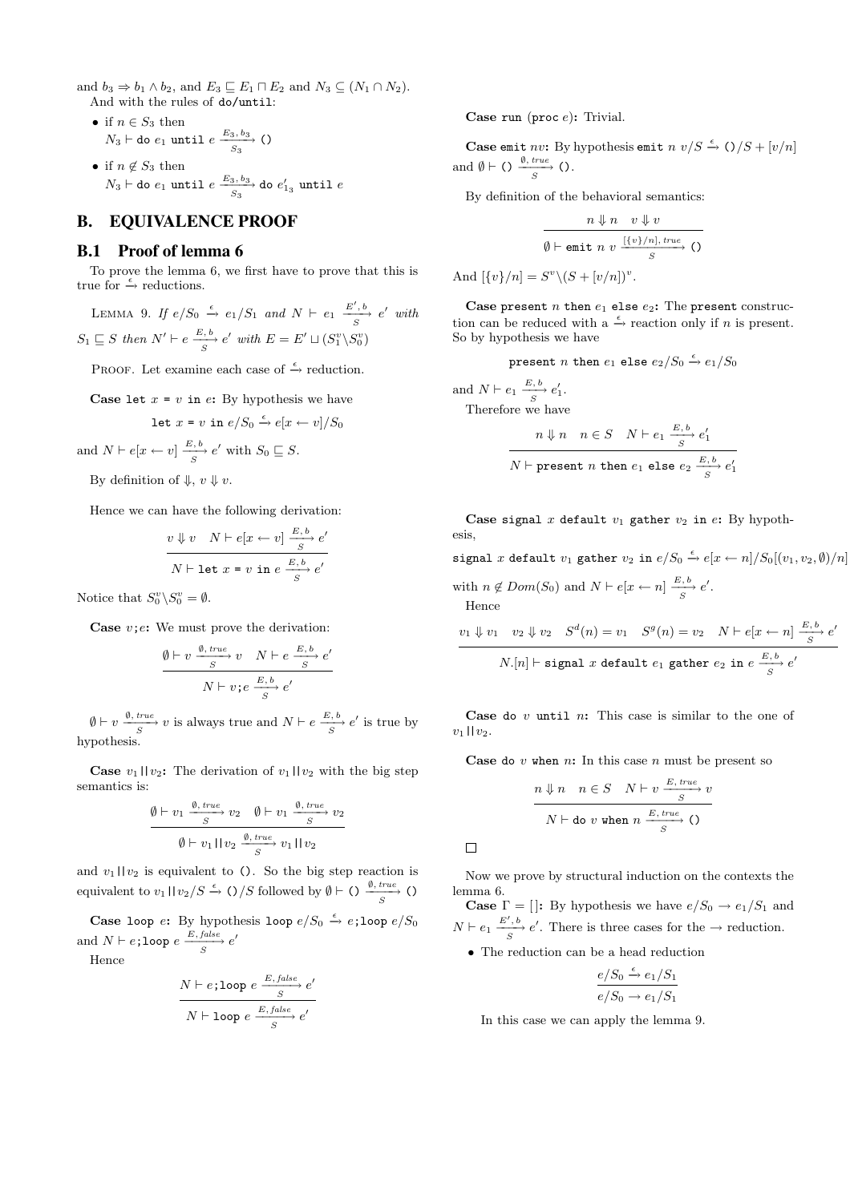and $b_3 \Rightarrow b_1 \wedge b_2$, and $E_3 \sqsubseteq E_1 \sqcap E_2$ and $N_3 \subseteq (N_1 \cap N_2)$.
And with the rules of `do/until`:

- if $n \in S_3$ then
$N_3 \vdash \texttt{do } e_1 \texttt{ until } e \xrightarrow[S_3]{E_3, b_3} \texttt{()}$
- if $n \notin S_3$ then
$N_3 \vdash \texttt{do } e_1 \texttt{ until } e \xrightarrow[S_3]{E_3, b_3} \texttt{do } e'_{1_3} \texttt{ until } e$

# B. EQUIVALENCE PROOF

## B.1 Proof of lemma 6

To prove the lemma 6, we first have to prove that this is true for $\xrightarrow{\epsilon}$ reductions.

LEMMA 9. *If* $e/S_0 \xrightarrow{\epsilon} e_1/S_1$ *and* $N \vdash e_1 \xrightarrow[S]{E', b} e'$ *with* $S_1 \sqsubseteq S$ *then* $N' \vdash e \xrightarrow[S]{E, b} e'$ *with* $E = E' \sqcup (S_1^v \backslash S_0^v)$

PROOF. Let examine each case of $\xrightarrow{\epsilon}$ reduction.

**Case** `let` $x$ `=` $v$ `in` $e$**:** By hypothesis we have

$$\texttt{let } x \texttt{ = } v \texttt{ in } e/S_0 \xrightarrow{\epsilon} e[x \leftarrow v]/S_0$$

and $N \vdash e[x \leftarrow v] \xrightarrow[S]{E, b} e'$ with $S_0 \sqsubseteq S$.

By definition of $\Downarrow$, $v \Downarrow v$.

Hence we can have the following derivation:

$$\frac{v \Downarrow v \quad N \vdash e[x \leftarrow v] \xrightarrow[S]{E, b} e'}{N \vdash \texttt{let } x \texttt{ = } v \texttt{ in } e \xrightarrow[S]{E, b} e'}$$

Notice that $S_0^v \backslash S_0^v = \emptyset$.

**Case** $v$`;`$e$**:** We must prove the derivation:

$$\frac{\emptyset \vdash v \xrightarrow[S]{\emptyset, true} v \quad N \vdash e \xrightarrow[S]{E, b} e'}{N \vdash v\texttt{;}e \xrightarrow[S]{E, b} e'}$$

$\emptyset \vdash v \xrightarrow[S]{\emptyset, true} v$ is always true and $N \vdash e \xrightarrow[S]{E, b} e'$ is true by hypothesis.

**Case** $v_1 || v_2$**:** The derivation of $v_1 || v_2$ with the big step semantics is:

$$\frac{\emptyset \vdash v_1 \xrightarrow[S]{\emptyset, true} v_2 \quad \emptyset \vdash v_1 \xrightarrow[S]{\emptyset, true} v_2}{\emptyset \vdash v_1 || v_2 \xrightarrow[S]{\emptyset, true} v_1 || v_2}$$

and $v_1 || v_2$ is equivalent to `()`. So the big step reaction is equivalent to $v_1 || v_2/S \xrightarrow{\epsilon} \texttt{()}/S$ followed by $\emptyset \vdash \texttt{()} \xrightarrow[S]{\emptyset, true} \texttt{()}$

**Case** `loop` $e$**:** By hypothesis $\texttt{loop } e/S_0 \xrightarrow{\epsilon} e\texttt{;loop } e/S_0$ and $N \vdash e\texttt{;loop } e \xrightarrow[S]{E, false} e'$

Hence

$$\frac{N \vdash e\texttt{;loop } e \xrightarrow[S]{E, false} e'}{N \vdash \texttt{loop } e \xrightarrow[S]{E, false} e'}$$

**Case** `run (proc` $e$`)`**:** Trivial.

**Case** `emit` $nv$**:** By hypothesis $\texttt{emit } n\ v/S \xrightarrow{\epsilon} \texttt{()}/S + [v/n]$ and $\emptyset \vdash \texttt{()} \xrightarrow[S]{\emptyset, true} \texttt{()}$.

By definition of the behavioral semantics:

$$\frac{n \Downarrow n \quad v \Downarrow v}{\emptyset \vdash \texttt{emit } n\ v \xrightarrow[S]{[\{v\}/n], true} \texttt{()}}$$

And $[\{v\}/n] = S^v \backslash (S + [v/n])^v$.

**Case** `present` $n$ `then` $e_1$ `else` $e_2$**:** The `present` construction can be reduced with a $\xrightarrow{\epsilon}$ reaction only if $n$ is present. So by hypothesis we have

$$\texttt{present } n \texttt{ then } e_1 \texttt{ else } e_2/S_0 \xrightarrow{\epsilon} e_1/S_0$$

and $N \vdash e_1 \xrightarrow[S]{E, b} e_1'$.

Therefore we have

$$\frac{n \Downarrow n \quad n \in S \quad N \vdash e_1 \xrightarrow[S]{E, b} e_1'}{N \vdash \texttt{present } n \texttt{ then } e_1 \texttt{ else } e_2 \xrightarrow[S]{E, b} e_1'}$$

**Case** `signal` $x$ `default` $v_1$ `gather` $v_2$ `in` $e$**:** By hypothesis,

$$\texttt{signal } x \texttt{ default } v_1 \texttt{ gather } v_2 \texttt{ in } e/S_0 \xrightarrow{\epsilon} e[x \leftarrow n]/S_0[(v_1, v_2, \emptyset)/n]$$

with $n \notin Dom(S_0)$ and $N \vdash e[x \leftarrow n] \xrightarrow[S]{E, b} e'$.

Hence

$$\frac{v_1 \Downarrow v_1 \quad v_2 \Downarrow v_2 \quad S^d(n) = v_1 \quad S^g(n) = v_2 \quad N \vdash e[x \leftarrow n] \xrightarrow[S]{E, b} e'}{N.[n] \vdash \texttt{signal } x \texttt{ default } e_1 \texttt{ gather } e_2 \texttt{ in } e \xrightarrow[S]{E, b} e'}$$

**Case** `do` $v$ `until` $n$**:** This case is similar to the one of $v_1 || v_2$.

**Case** `do` $v$ `when` $n$**:** In this case $n$ must be present so

$$\frac{n \Downarrow n \quad n \in S \quad N \vdash v \xrightarrow[S]{E, true} v}{N \vdash \texttt{do } v \texttt{ when } n \xrightarrow[S]{E, true} \texttt{()}}$$

□

Now we prove by structural induction on the contexts the lemma 6.

**Case** $\Gamma = []$**:** By hypothesis we have $e/S_0 \rightarrow e_1/S_1$ and $N \vdash e_1 \xrightarrow[S]{E', b} e'$. There is three cases for the $\rightarrow$ reduction.

- The reduction can be a head reduction

$$\frac{e/S_0 \xrightarrow{\epsilon} e_1/S_1}{e/S_0 \rightarrow e_1/S_1}$$

In this case we can apply the lemma 9.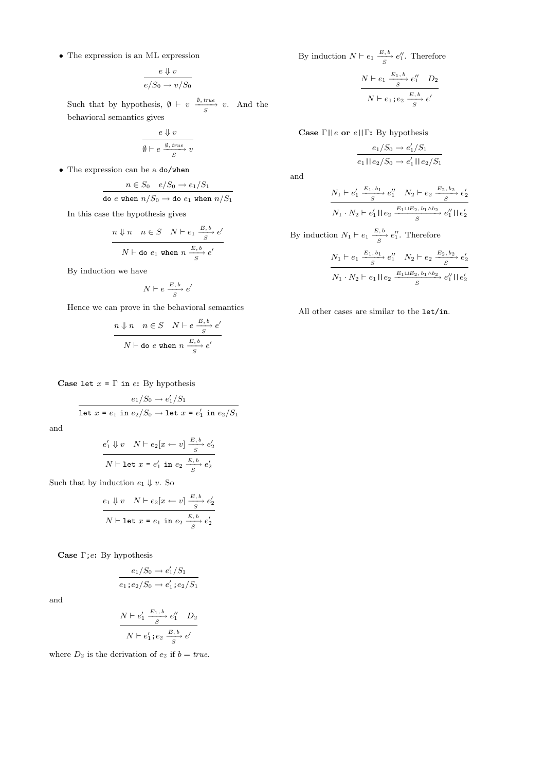- The expression is an ML expression

$$\frac{e \Downarrow v}{e/S_0 \rightarrow v/S_0}$$

Such that by hypothesis, $\emptyset \vdash v \xrightarrow[S]{\emptyset,\, true} v$. And the behavioral semantics gives

$$\frac{e \Downarrow v}{\emptyset \vdash e \xrightarrow[S]{\emptyset,\, true} v}$$

- The expression can be a `do/when`

$$\frac{n \in S_0 \quad e/S_0 \rightarrow e_1/S_1}{\texttt{do } e \texttt{ when } n/S_0 \rightarrow \texttt{do } e_1 \texttt{ when } n/S_1}$$

In this case the hypothesis gives

$$\frac{n \Downarrow n \quad n \in S \quad N \vdash e_1 \xrightarrow[S]{E,\, b} e'}{N \vdash \texttt{do } e_1 \texttt{ when } n \xrightarrow[S]{E,\, b} e'}$$

By induction we have

$$N \vdash e \xrightarrow[S]{E,\, b} e'$$

Hence we can prove in the behavioral semantics

$$\frac{n \Downarrow n \quad n \in S \quad N \vdash e \xrightarrow[S]{E,\, b} e'}{N \vdash \texttt{do } e \texttt{ when } n \xrightarrow[S]{E,\, b} e'}$$

**Case `let` $x$ `=` $\Gamma$ `in` $e$:** By hypothesis

$$\frac{e_1/S_0 \rightarrow e_1'/S_1}{\texttt{let } x \texttt{ = } e_1 \texttt{ in } e_2/S_0 \rightarrow \texttt{let } x \texttt{ = } e_1' \texttt{ in } e_2/S_1}$$

and

$$\frac{e_1' \Downarrow v \quad N \vdash e_2[x \leftarrow v] \xrightarrow[S]{E,\, b} e_2'}{N \vdash \texttt{let } x \texttt{ = } e_1' \texttt{ in } e_2 \xrightarrow[S]{E,\, b} e_2'}$$

Such that by induction $e_1 \Downarrow v$. So

$$\frac{e_1 \Downarrow v \quad N \vdash e_2[x \leftarrow v] \xrightarrow[S]{E,\, b} e_2'}{N \vdash \texttt{let } x \texttt{ = } e_1 \texttt{ in } e_2 \xrightarrow[S]{E,\, b} e_2'}$$

**Case $\Gamma$;$e$:** By hypothesis

$$\frac{e_1/S_0 \rightarrow e_1'/S_1}{e_1 ; e_2/S_0 \rightarrow e_1' ; e_2/S_1}$$

and

$$\frac{N \vdash e_1' \xrightarrow[S]{E_1,\, b} e_1'' \quad D_2}{N \vdash e_1' ; e_2 \xrightarrow[S]{E,\, b} e'}$$

where $D_2$ is the derivation of $e_2$ if $b = true$.

By induction $N \vdash e_1 \xrightarrow[S]{E,\, b} e_1''$. Therefore

$$\frac{N \vdash e_1 \xrightarrow[S]{E_1,\, b} e_1'' \quad D_2}{N \vdash e_1 ; e_2 \xrightarrow[S]{E,\, b} e'}$$

**Case $\Gamma \,||\, e$ or $e \,||\, \Gamma$:** By hypothesis

$$\frac{e_1/S_0 \rightarrow e_1'/S_1}{e_1 \,||\, e_2/S_0 \rightarrow e_1' \,||\, e_2/S_1}$$

and

$$\frac{N_1 \vdash e_1' \xrightarrow[S]{E_1,\, b_1} e_1'' \quad N_2 \vdash e_2 \xrightarrow[S]{E_2,\, b_2} e_2'}{N_1 \cdot N_2 \vdash e_1' \,||\, e_2 \xrightarrow[S]{E_1 \sqcup E_2,\, b_1 \wedge b_2} e_1'' \,||\, e_2'}$$

By induction $N_1 \vdash e_1 \xrightarrow[S]{E,\, b} e_1''$. Therefore

$$\frac{N_1 \vdash e_1 \xrightarrow[S]{E_1,\, b_1} e_1'' \quad N_2 \vdash e_2 \xrightarrow[S]{E_2,\, b_2} e_2'}{N_1 \cdot N_2 \vdash e_1 \,||\, e_2 \xrightarrow[S]{E_1 \sqcup E_2,\, b_1 \wedge b_2} e_1'' \,||\, e_2'}$$

All other cases are similar to the `let/in`.